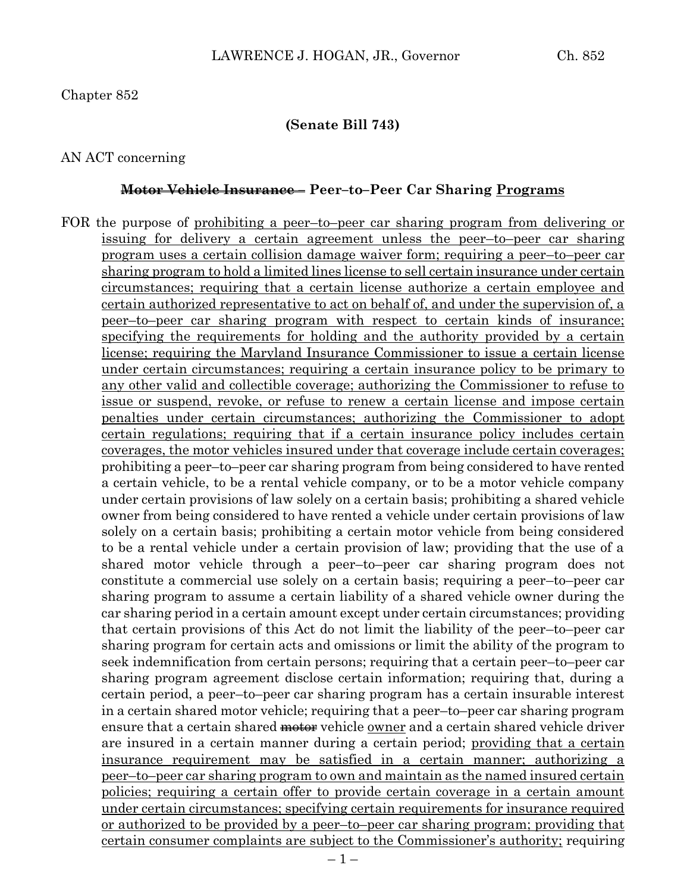Chapter 852

**(Senate Bill 743)**

AN ACT concerning

**~~Motor Vehicle Insurance –~~ Peer–to–Peer Car Sharing Programs**

FOR the purpose of prohibiting a peer–to–peer car sharing program from delivering or issuing for delivery a certain agreement unless the peer–to–peer car sharing program uses a certain collision damage waiver form; requiring a peer–to–peer car sharing program to hold a limited lines license to sell certain insurance under certain circumstances; requiring that a certain license authorize a certain employee and certain authorized representative to act on behalf of, and under the supervision of, a peer–to–peer car sharing program with respect to certain kinds of insurance; specifying the requirements for holding and the authority provided by a certain license; requiring the Maryland Insurance Commissioner to issue a certain license under certain circumstances; requiring a certain insurance policy to be primary to any other valid and collectible coverage; authorizing the Commissioner to refuse to issue or suspend, revoke, or refuse to renew a certain license and impose certain penalties under certain circumstances; authorizing the Commissioner to adopt certain regulations; requiring that if a certain insurance policy includes certain coverages, the motor vehicles insured under that coverage include certain coverages; prohibiting a peer–to–peer car sharing program from being considered to have rented a certain vehicle, to be a rental vehicle company, or to be a motor vehicle company under certain provisions of law solely on a certain basis; prohibiting a shared vehicle owner from being considered to have rented a vehicle under certain provisions of law solely on a certain basis; prohibiting a certain motor vehicle from being considered to be a rental vehicle under a certain provision of law; providing that the use of a shared motor vehicle through a peer–to–peer car sharing program does not constitute a commercial use solely on a certain basis; requiring a peer–to–peer car sharing program to assume a certain liability of a shared vehicle owner during the car sharing period in a certain amount except under certain circumstances; providing that certain provisions of this Act do not limit the liability of the peer–to–peer car sharing program for certain acts and omissions or limit the ability of the program to seek indemnification from certain persons; requiring that a certain peer–to–peer car sharing program agreement disclose certain information; requiring that, during a certain period, a peer–to–peer car sharing program has a certain insurable interest in a certain shared motor vehicle; requiring that a peer–to–peer car sharing program ensure that a certain shared ~~motor~~ vehicle owner and a certain shared vehicle driver are insured in a certain manner during a certain period; providing that a certain insurance requirement may be satisfied in a certain manner; authorizing a peer–to–peer car sharing program to own and maintain as the named insured certain policies; requiring a certain offer to provide certain coverage in a certain amount under certain circumstances; specifying certain requirements for insurance required or authorized to be provided by a peer–to–peer car sharing program; providing that certain consumer complaints are subject to the Commissioner's authority; requiring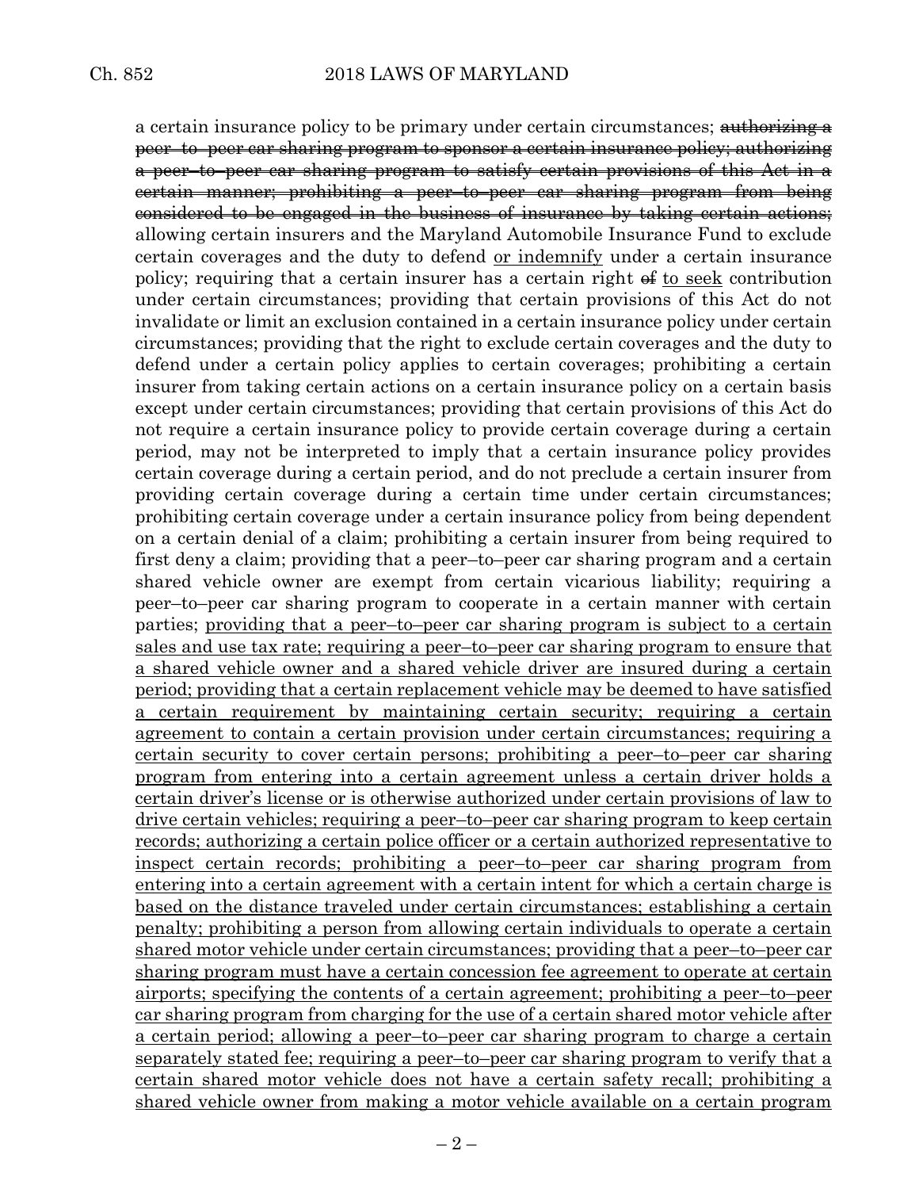a certain insurance policy to be primary under certain circumstances; ~~authorizing a peer–to–peer car sharing program to sponsor a certain insurance policy; authorizing a peer–to–peer car sharing program to satisfy certain provisions of this Act in a certain manner; prohibiting a peer–to–peer car sharing program from being considered to be engaged in the business of insurance by taking certain actions;~~ allowing certain insurers and the Maryland Automobile Insurance Fund to exclude certain coverages and the duty to defend <u>or indemnify</u> under a certain insurance policy; requiring that a certain insurer has a certain right ~~of~~ <u>to seek</u> contribution under certain circumstances; providing that certain provisions of this Act do not invalidate or limit an exclusion contained in a certain insurance policy under certain circumstances; providing that the right to exclude certain coverages and the duty to defend under a certain policy applies to certain coverages; prohibiting a certain insurer from taking certain actions on a certain insurance policy on a certain basis except under certain circumstances; providing that certain provisions of this Act do not require a certain insurance policy to provide certain coverage during a certain period, may not be interpreted to imply that a certain insurance policy provides certain coverage during a certain period, and do not preclude a certain insurer from providing certain coverage during a certain time under certain circumstances; prohibiting certain coverage under a certain insurance policy from being dependent on a certain denial of a claim; prohibiting a certain insurer from being required to first deny a claim; providing that a peer–to–peer car sharing program and a certain shared vehicle owner are exempt from certain vicarious liability; requiring a peer–to–peer car sharing program to cooperate in a certain manner with certain parties; <u>providing that a peer–to–peer car sharing program is subject to a certain sales and use tax rate; requiring a peer–to–peer car sharing program to ensure that a shared vehicle owner and a shared vehicle driver are insured during a certain period; providing that a certain replacement vehicle may be deemed to have satisfied a certain requirement by maintaining certain security; requiring a certain agreement to contain a certain provision under certain circumstances; requiring a certain security to cover certain persons; prohibiting a peer–to–peer car sharing program from entering into a certain agreement unless a certain driver holds a certain driver's license or is otherwise authorized under certain provisions of law to drive certain vehicles; requiring a peer–to–peer car sharing program to keep certain records; authorizing a certain police officer or a certain authorized representative to inspect certain records; prohibiting a peer–to–peer car sharing program from entering into a certain agreement with a certain intent for which a certain charge is based on the distance traveled under certain circumstances; establishing a certain penalty; prohibiting a person from allowing certain individuals to operate a certain shared motor vehicle under certain circumstances; providing that a peer–to–peer car sharing program must have a certain concession fee agreement to operate at certain airports; specifying the contents of a certain agreement; prohibiting a peer–to–peer car sharing program from charging for the use of a certain shared motor vehicle after a certain period; allowing a peer–to–peer car sharing program to charge a certain separately stated fee; requiring a peer–to–peer car sharing program to verify that a certain shared motor vehicle does not have a certain safety recall; prohibiting a shared vehicle owner from making a motor vehicle available on a certain program</u>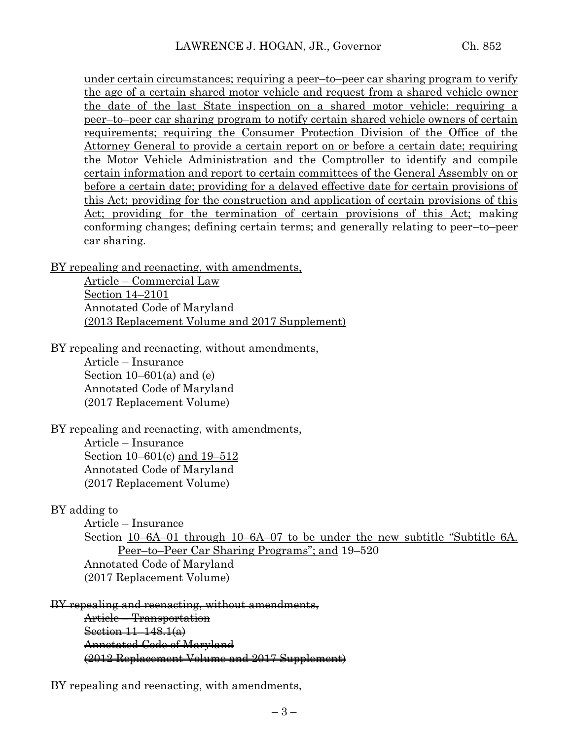under certain circumstances; requiring a peer–to–peer car sharing program to verify the age of a certain shared motor vehicle and request from a shared vehicle owner the date of the last State inspection on a shared motor vehicle; requiring a peer–to–peer car sharing program to notify certain shared vehicle owners of certain requirements; requiring the Consumer Protection Division of the Office of the Attorney General to provide a certain report on or before a certain date; requiring the Motor Vehicle Administration and the Comptroller to identify and compile certain information and report to certain committees of the General Assembly on or before a certain date; providing for a delayed effective date for certain provisions of this Act; providing for the construction and application of certain provisions of this Act; providing for the termination of certain provisions of this Act; making conforming changes; defining certain terms; and generally relating to peer–to–peer car sharing.

BY repealing and reenacting, with amendments,
Article – Commercial Law
Section 14–2101
Annotated Code of Maryland
(2013 Replacement Volume and 2017 Supplement)

BY repealing and reenacting, without amendments,
Article – Insurance
Section 10–601(a) and (e)
Annotated Code of Maryland
(2017 Replacement Volume)

BY repealing and reenacting, with amendments,
Article – Insurance
Section 10–601(c) and 19–512
Annotated Code of Maryland
(2017 Replacement Volume)

BY adding to
Article – Insurance
Section 10–6A–01 through 10–6A–07 to be under the new subtitle "Subtitle 6A. Peer–to–Peer Car Sharing Programs"; and 19–520
Annotated Code of Maryland
(2017 Replacement Volume)

~~BY repealing and reenacting, without amendments,~~
~~Article – Transportation~~
~~Section 11–148.1(a)~~
~~Annotated Code of Maryland~~
~~(2012 Replacement Volume and 2017 Supplement)~~

BY repealing and reenacting, with amendments,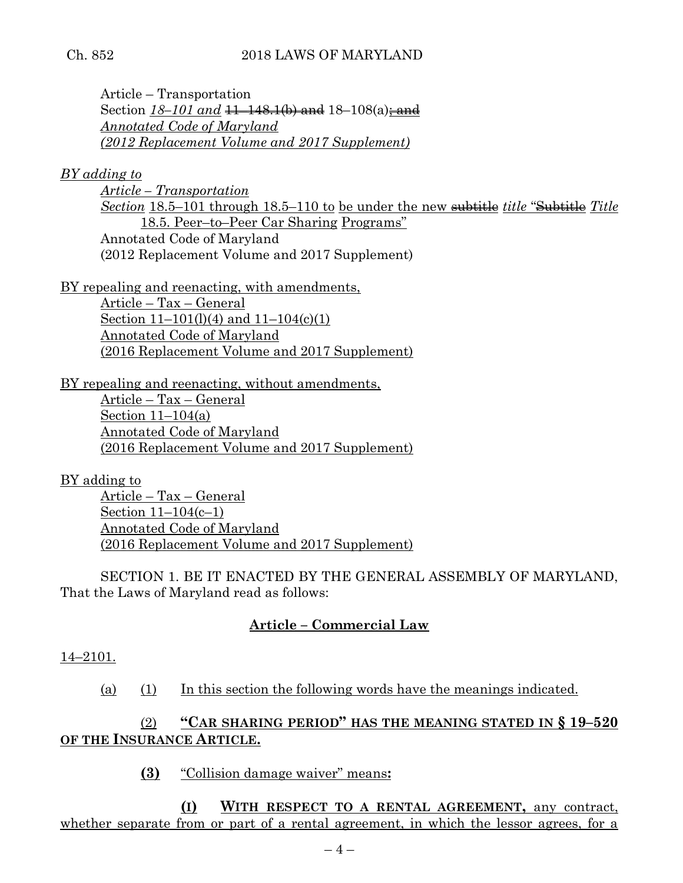Article – Transportation
Section *18–101 and* ~~11–148.1(b) and~~ 18–108(a)~~; and~~
*Annotated Code of Maryland*
*(2012 Replacement Volume and 2017 Supplement)*

*BY adding to*
*Article – Transportation*
*Section* 18.5–101 through 18.5–110 to be under the new ~~subtitle~~ *title* "~~Subtitle~~ *Title* 18.5. Peer–to–Peer Car Sharing Programs"
Annotated Code of Maryland
(2012 Replacement Volume and 2017 Supplement)

BY repealing and reenacting, with amendments,
Article – Tax – General
Section 11–101(l)(4) and 11–104(c)(1)
Annotated Code of Maryland
(2016 Replacement Volume and 2017 Supplement)

BY repealing and reenacting, without amendments,
Article – Tax – General
Section 11–104(a)
Annotated Code of Maryland
(2016 Replacement Volume and 2017 Supplement)

BY adding to
Article – Tax – General
Section 11–104(c–1)
Annotated Code of Maryland
(2016 Replacement Volume and 2017 Supplement)

SECTION 1. BE IT ENACTED BY THE GENERAL ASSEMBLY OF MARYLAND, That the Laws of Maryland read as follows:

**Article – Commercial Law**

14–2101.

(a) (1) In this section the following words have the meanings indicated.

(2) **"CAR SHARING PERIOD" HAS THE MEANING STATED IN § 19–520 OF THE INSURANCE ARTICLE.**

**(3)** "Collision damage waiver" means**:**

**(I) WITH RESPECT TO A RENTAL AGREEMENT,** any contract, whether separate from or part of a rental agreement, in which the lessor agrees, for a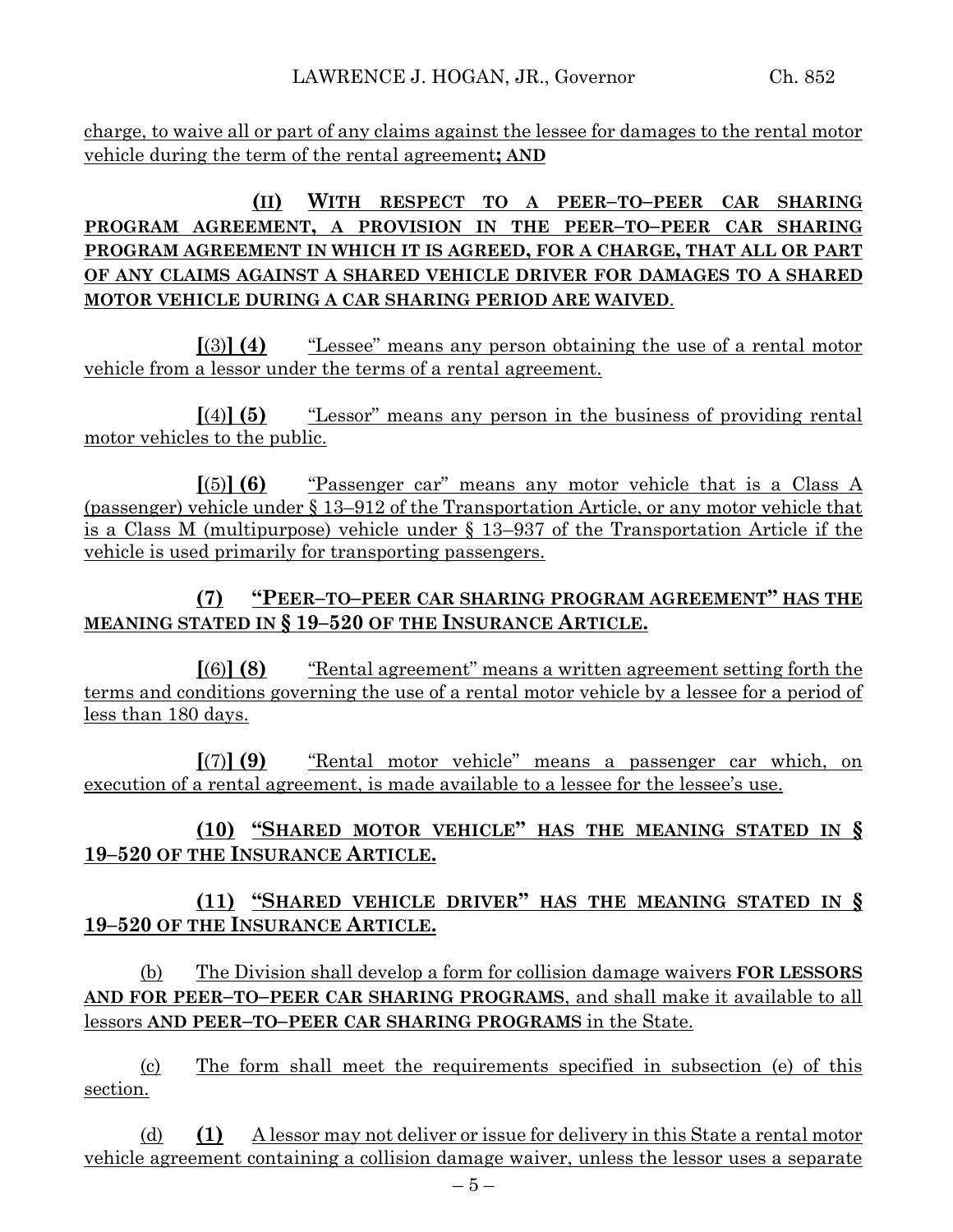charge, to waive all or part of any claims against the lessee for damages to the rental motor vehicle during the term of the rental agreement**; AND**

**(II) WITH RESPECT TO A PEER–TO–PEER CAR SHARING PROGRAM AGREEMENT, A PROVISION IN THE PEER–TO–PEER CAR SHARING PROGRAM AGREEMENT IN WHICH IT IS AGREED, FOR A CHARGE, THAT ALL OR PART OF ANY CLAIMS AGAINST A SHARED VEHICLE DRIVER FOR DAMAGES TO A SHARED MOTOR VEHICLE DURING A CAR SHARING PERIOD ARE WAIVED**.

**[**(3)**] (4)** "Lessee" means any person obtaining the use of a rental motor vehicle from a lessor under the terms of a rental agreement.

**[**(4)**] (5)** "Lessor" means any person in the business of providing rental motor vehicles to the public.

**[**(5)**] (6)** "Passenger car" means any motor vehicle that is a Class A (passenger) vehicle under § 13–912 of the Transportation Article, or any motor vehicle that is a Class M (multipurpose) vehicle under § 13–937 of the Transportation Article if the vehicle is used primarily for transporting passengers.

**(7) "PEER–TO–PEER CAR SHARING PROGRAM AGREEMENT" HAS THE MEANING STATED IN § 19–520 OF THE INSURANCE ARTICLE.**

**[**(6)**] (8)** "Rental agreement" means a written agreement setting forth the terms and conditions governing the use of a rental motor vehicle by a lessee for a period of less than 180 days.

**[**(7)**] (9)** "Rental motor vehicle" means a passenger car which, on execution of a rental agreement, is made available to a lessee for the lessee's use.

**(10) "SHARED MOTOR VEHICLE" HAS THE MEANING STATED IN § 19–520 OF THE INSURANCE ARTICLE.**

**(11) "SHARED VEHICLE DRIVER" HAS THE MEANING STATED IN § 19–520 OF THE INSURANCE ARTICLE.**

(b) The Division shall develop a form for collision damage waivers **FOR LESSORS AND FOR PEER–TO–PEER CAR SHARING PROGRAMS**, and shall make it available to all lessors **AND PEER–TO–PEER CAR SHARING PROGRAMS** in the State.

(c) The form shall meet the requirements specified in subsection (e) of this section.

(d) **(1)** A lessor may not deliver or issue for delivery in this State a rental motor vehicle agreement containing a collision damage waiver, unless the lessor uses a separate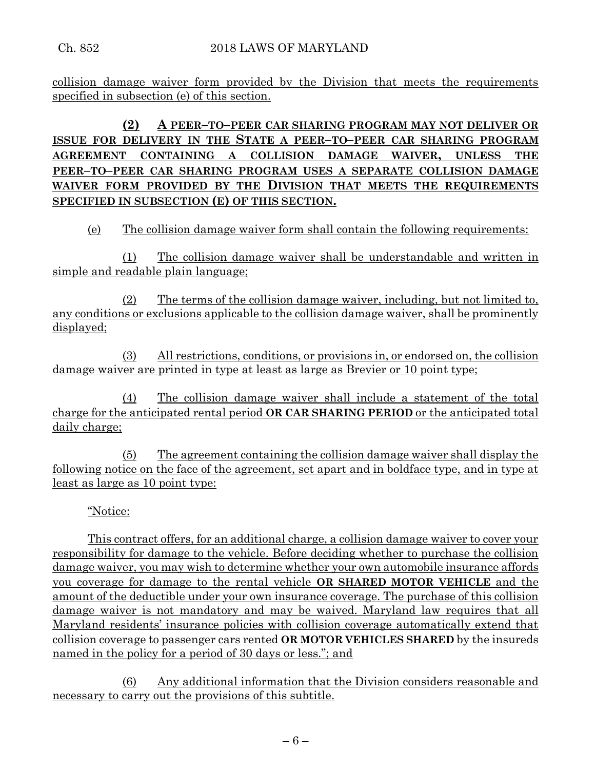collision damage waiver form provided by the Division that meets the requirements specified in subsection (e) of this section.

**(2) A PEER–TO–PEER CAR SHARING PROGRAM MAY NOT DELIVER OR ISSUE FOR DELIVERY IN THE STATE A PEER–TO–PEER CAR SHARING PROGRAM AGREEMENT CONTAINING A COLLISION DAMAGE WAIVER, UNLESS THE PEER–TO–PEER CAR SHARING PROGRAM USES A SEPARATE COLLISION DAMAGE WAIVER FORM PROVIDED BY THE DIVISION THAT MEETS THE REQUIREMENTS SPECIFIED IN SUBSECTION (E) OF THIS SECTION.**

(e) The collision damage waiver form shall contain the following requirements:

(1) The collision damage waiver shall be understandable and written in simple and readable plain language;

(2) The terms of the collision damage waiver, including, but not limited to, any conditions or exclusions applicable to the collision damage waiver, shall be prominently displayed;

(3) All restrictions, conditions, or provisions in, or endorsed on, the collision damage waiver are printed in type at least as large as Brevier or 10 point type;

(4) The collision damage waiver shall include a statement of the total charge for the anticipated rental period **OR CAR SHARING PERIOD** or the anticipated total daily charge;

(5) The agreement containing the collision damage waiver shall display the following notice on the face of the agreement, set apart and in boldface type, and in type at least as large as 10 point type:

"Notice:

This contract offers, for an additional charge, a collision damage waiver to cover your responsibility for damage to the vehicle. Before deciding whether to purchase the collision damage waiver, you may wish to determine whether your own automobile insurance affords you coverage for damage to the rental vehicle **OR SHARED MOTOR VEHICLE** and the amount of the deductible under your own insurance coverage. The purchase of this collision damage waiver is not mandatory and may be waived. Maryland law requires that all Maryland residents' insurance policies with collision coverage automatically extend that collision coverage to passenger cars rented **OR MOTOR VEHICLES SHARED** by the insureds named in the policy for a period of 30 days or less."; and

(6) Any additional information that the Division considers reasonable and necessary to carry out the provisions of this subtitle.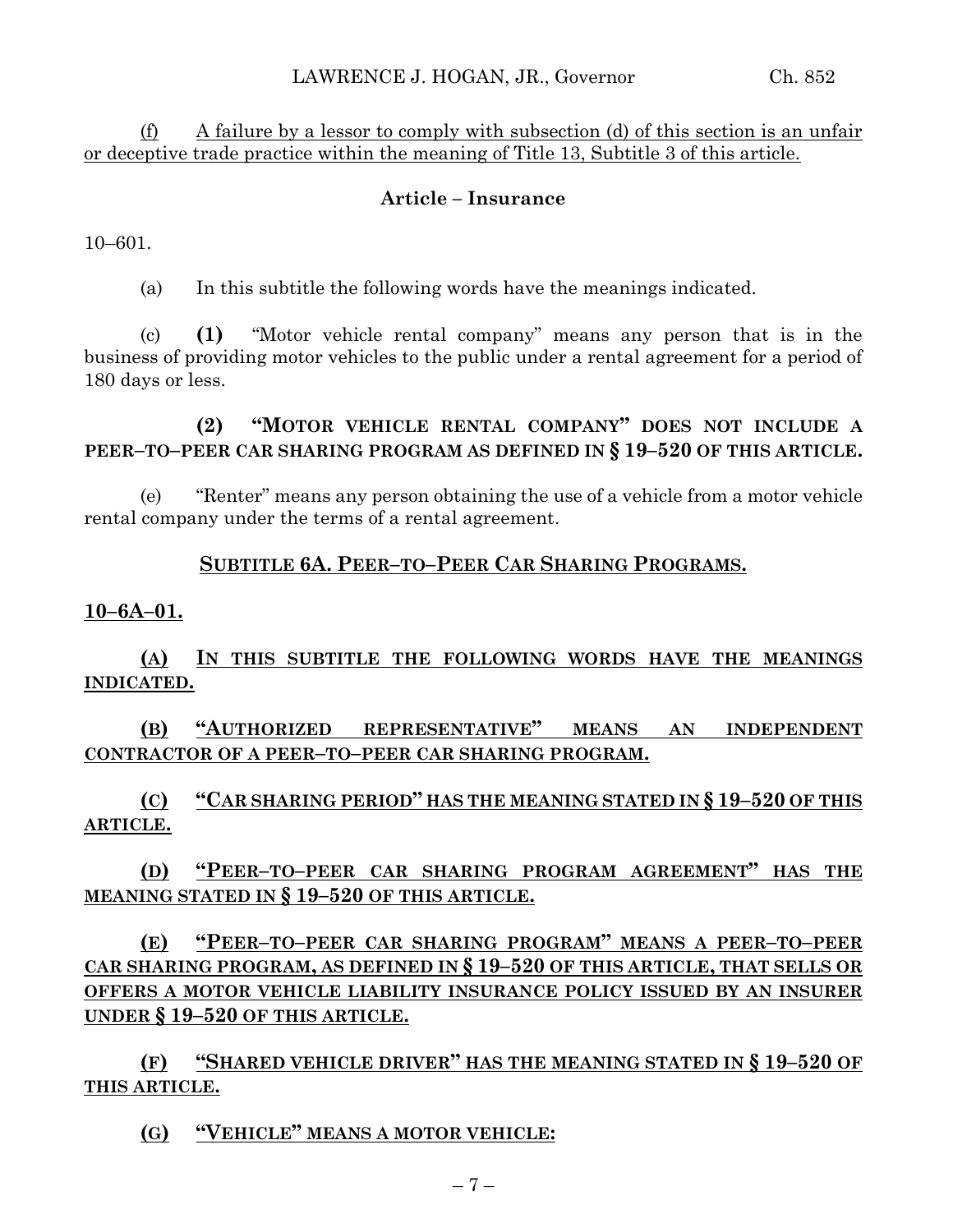(f) A failure by a lessor to comply with subsection (d) of this section is an unfair or deceptive trade practice within the meaning of Title 13, Subtitle 3 of this article.

**Article – Insurance**

10–601.

(a) In this subtitle the following words have the meanings indicated.

(c) **(1)** "Motor vehicle rental company" means any person that is in the business of providing motor vehicles to the public under a rental agreement for a period of 180 days or less.

**(2) "MOTOR VEHICLE RENTAL COMPANY" DOES NOT INCLUDE A PEER–TO–PEER CAR SHARING PROGRAM AS DEFINED IN § 19–520 OF THIS ARTICLE.**

(e) "Renter" means any person obtaining the use of a vehicle from a motor vehicle rental company under the terms of a rental agreement.

**SUBTITLE 6A. PEER–TO–PEER CAR SHARING PROGRAMS.**

**10–6A–01.**

**(A) IN THIS SUBTITLE THE FOLLOWING WORDS HAVE THE MEANINGS INDICATED.**

**(B) "AUTHORIZED REPRESENTATIVE" MEANS AN INDEPENDENT CONTRACTOR OF A PEER–TO–PEER CAR SHARING PROGRAM.**

**(C) "CAR SHARING PERIOD" HAS THE MEANING STATED IN § 19–520 OF THIS ARTICLE.**

**(D) "PEER–TO–PEER CAR SHARING PROGRAM AGREEMENT" HAS THE MEANING STATED IN § 19–520 OF THIS ARTICLE.**

**(E) "PEER–TO–PEER CAR SHARING PROGRAM" MEANS A PEER–TO–PEER CAR SHARING PROGRAM, AS DEFINED IN § 19–520 OF THIS ARTICLE, THAT SELLS OR OFFERS A MOTOR VEHICLE LIABILITY INSURANCE POLICY ISSUED BY AN INSURER UNDER § 19–520 OF THIS ARTICLE.**

**(F) "SHARED VEHICLE DRIVER" HAS THE MEANING STATED IN § 19–520 OF THIS ARTICLE.**

**(G) "VEHICLE" MEANS A MOTOR VEHICLE:**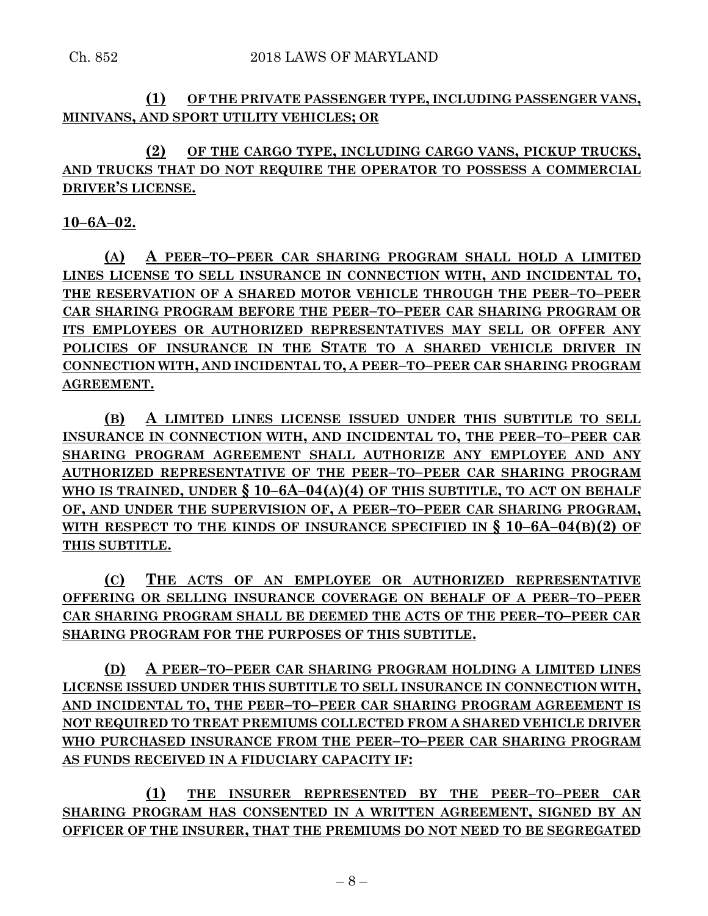**(1) OF THE PRIVATE PASSENGER TYPE, INCLUDING PASSENGER VANS, MINIVANS, AND SPORT UTILITY VEHICLES; OR**

**(2) OF THE CARGO TYPE, INCLUDING CARGO VANS, PICKUP TRUCKS, AND TRUCKS THAT DO NOT REQUIRE THE OPERATOR TO POSSESS A COMMERCIAL DRIVER'S LICENSE.**

**10–6A–02.**

**(A) A PEER–TO–PEER CAR SHARING PROGRAM SHALL HOLD A LIMITED LINES LICENSE TO SELL INSURANCE IN CONNECTION WITH, AND INCIDENTAL TO, THE RESERVATION OF A SHARED MOTOR VEHICLE THROUGH THE PEER–TO–PEER CAR SHARING PROGRAM BEFORE THE PEER–TO–PEER CAR SHARING PROGRAM OR ITS EMPLOYEES OR AUTHORIZED REPRESENTATIVES MAY SELL OR OFFER ANY POLICIES OF INSURANCE IN THE STATE TO A SHARED VEHICLE DRIVER IN CONNECTION WITH, AND INCIDENTAL TO, A PEER–TO–PEER CAR SHARING PROGRAM AGREEMENT.**

**(B) A LIMITED LINES LICENSE ISSUED UNDER THIS SUBTITLE TO SELL INSURANCE IN CONNECTION WITH, AND INCIDENTAL TO, THE PEER–TO–PEER CAR SHARING PROGRAM AGREEMENT SHALL AUTHORIZE ANY EMPLOYEE AND ANY AUTHORIZED REPRESENTATIVE OF THE PEER–TO–PEER CAR SHARING PROGRAM WHO IS TRAINED, UNDER § 10–6A–04(A)(4) OF THIS SUBTITLE, TO ACT ON BEHALF OF, AND UNDER THE SUPERVISION OF, A PEER–TO–PEER CAR SHARING PROGRAM, WITH RESPECT TO THE KINDS OF INSURANCE SPECIFIED IN § 10–6A–04(B)(2) OF THIS SUBTITLE.**

**(C) THE ACTS OF AN EMPLOYEE OR AUTHORIZED REPRESENTATIVE OFFERING OR SELLING INSURANCE COVERAGE ON BEHALF OF A PEER–TO–PEER CAR SHARING PROGRAM SHALL BE DEEMED THE ACTS OF THE PEER–TO–PEER CAR SHARING PROGRAM FOR THE PURPOSES OF THIS SUBTITLE.**

**(D) A PEER–TO–PEER CAR SHARING PROGRAM HOLDING A LIMITED LINES LICENSE ISSUED UNDER THIS SUBTITLE TO SELL INSURANCE IN CONNECTION WITH, AND INCIDENTAL TO, THE PEER–TO–PEER CAR SHARING PROGRAM AGREEMENT IS NOT REQUIRED TO TREAT PREMIUMS COLLECTED FROM A SHARED VEHICLE DRIVER WHO PURCHASED INSURANCE FROM THE PEER–TO–PEER CAR SHARING PROGRAM AS FUNDS RECEIVED IN A FIDUCIARY CAPACITY IF:**

**(1) THE INSURER REPRESENTED BY THE PEER–TO–PEER CAR SHARING PROGRAM HAS CONSENTED IN A WRITTEN AGREEMENT, SIGNED BY AN OFFICER OF THE INSURER, THAT THE PREMIUMS DO NOT NEED TO BE SEGREGATED**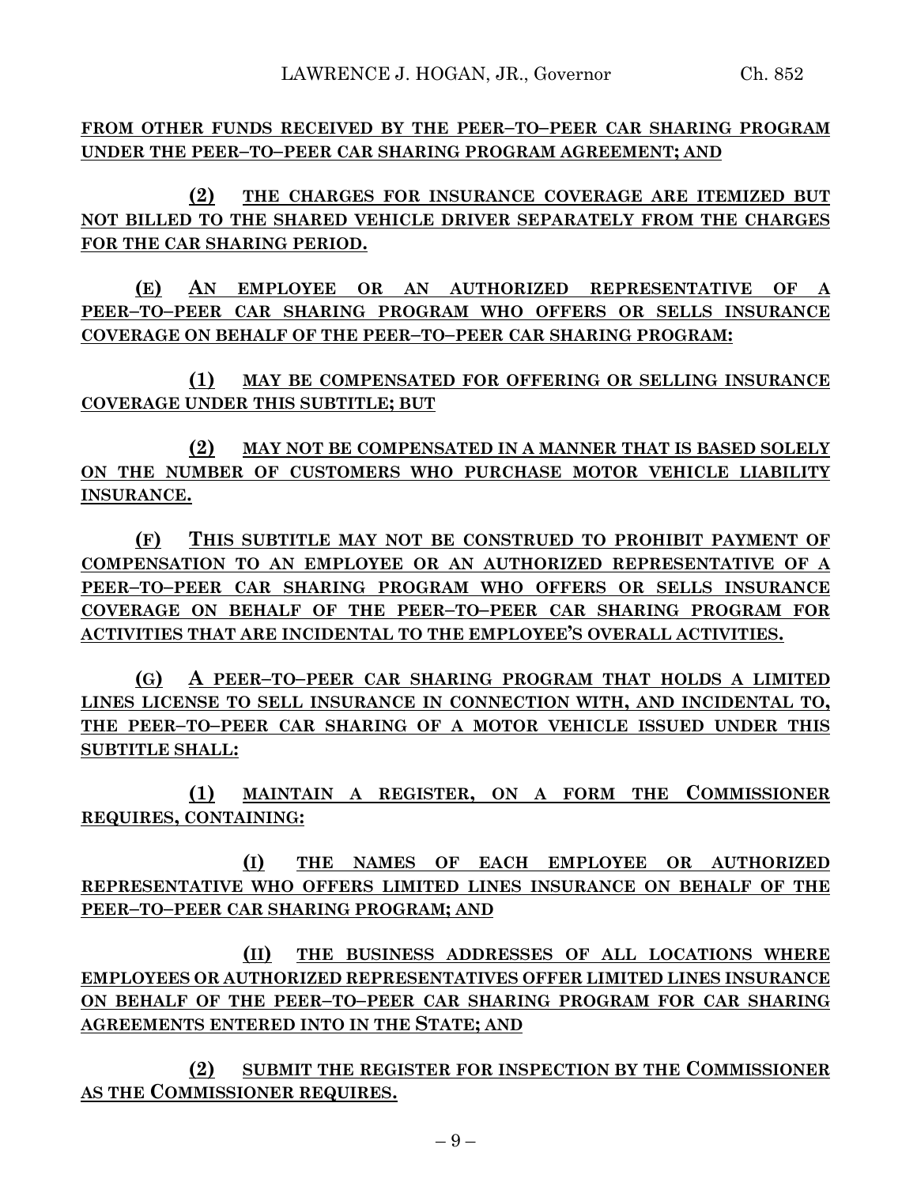**FROM OTHER FUNDS RECEIVED BY THE PEER–TO–PEER CAR SHARING PROGRAM UNDER THE PEER–TO–PEER CAR SHARING PROGRAM AGREEMENT; AND**

**(2) THE CHARGES FOR INSURANCE COVERAGE ARE ITEMIZED BUT NOT BILLED TO THE SHARED VEHICLE DRIVER SEPARATELY FROM THE CHARGES FOR THE CAR SHARING PERIOD.**

**(E) AN EMPLOYEE OR AN AUTHORIZED REPRESENTATIVE OF A PEER–TO–PEER CAR SHARING PROGRAM WHO OFFERS OR SELLS INSURANCE COVERAGE ON BEHALF OF THE PEER–TO–PEER CAR SHARING PROGRAM:**

**(1) MAY BE COMPENSATED FOR OFFERING OR SELLING INSURANCE COVERAGE UNDER THIS SUBTITLE; BUT**

**(2) MAY NOT BE COMPENSATED IN A MANNER THAT IS BASED SOLELY ON THE NUMBER OF CUSTOMERS WHO PURCHASE MOTOR VEHICLE LIABILITY INSURANCE.**

**(F) THIS SUBTITLE MAY NOT BE CONSTRUED TO PROHIBIT PAYMENT OF COMPENSATION TO AN EMPLOYEE OR AN AUTHORIZED REPRESENTATIVE OF A PEER–TO–PEER CAR SHARING PROGRAM WHO OFFERS OR SELLS INSURANCE COVERAGE ON BEHALF OF THE PEER–TO–PEER CAR SHARING PROGRAM FOR ACTIVITIES THAT ARE INCIDENTAL TO THE EMPLOYEE'S OVERALL ACTIVITIES.**

**(G) A PEER–TO–PEER CAR SHARING PROGRAM THAT HOLDS A LIMITED LINES LICENSE TO SELL INSURANCE IN CONNECTION WITH, AND INCIDENTAL TO, THE PEER–TO–PEER CAR SHARING OF A MOTOR VEHICLE ISSUED UNDER THIS SUBTITLE SHALL:**

**(1) MAINTAIN A REGISTER, ON A FORM THE COMMISSIONER REQUIRES, CONTAINING:**

**(I) THE NAMES OF EACH EMPLOYEE OR AUTHORIZED REPRESENTATIVE WHO OFFERS LIMITED LINES INSURANCE ON BEHALF OF THE PEER–TO–PEER CAR SHARING PROGRAM; AND**

**(II) THE BUSINESS ADDRESSES OF ALL LOCATIONS WHERE EMPLOYEES OR AUTHORIZED REPRESENTATIVES OFFER LIMITED LINES INSURANCE ON BEHALF OF THE PEER–TO–PEER CAR SHARING PROGRAM FOR CAR SHARING AGREEMENTS ENTERED INTO IN THE STATE; AND**

**(2) SUBMIT THE REGISTER FOR INSPECTION BY THE COMMISSIONER AS THE COMMISSIONER REQUIRES.**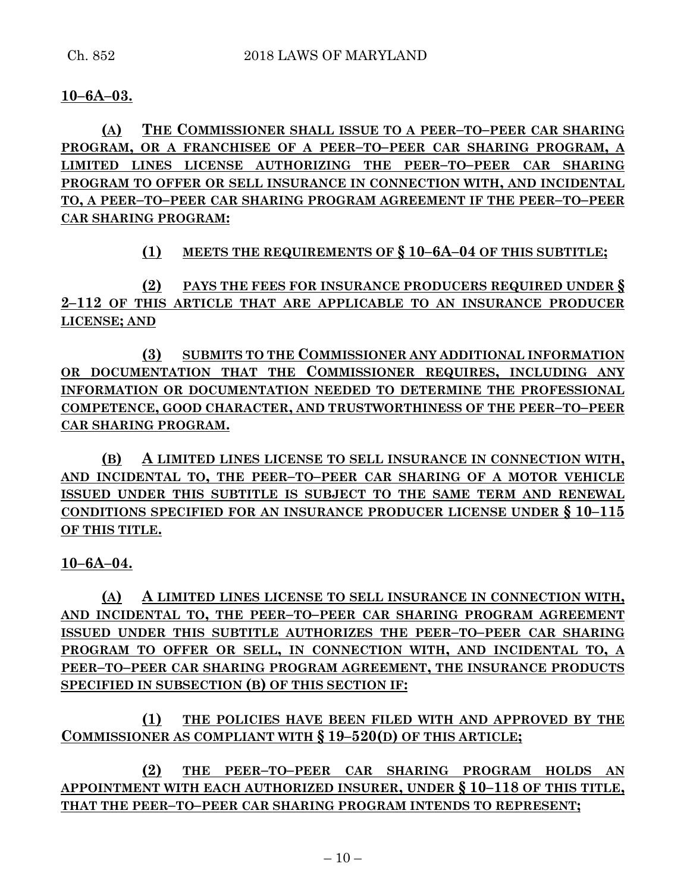**10–6A–03.**

**(A) THE COMMISSIONER SHALL ISSUE TO A PEER–TO–PEER CAR SHARING PROGRAM, OR A FRANCHISEE OF A PEER–TO–PEER CAR SHARING PROGRAM, A LIMITED LINES LICENSE AUTHORIZING THE PEER–TO–PEER CAR SHARING PROGRAM TO OFFER OR SELL INSURANCE IN CONNECTION WITH, AND INCIDENTAL TO, A PEER–TO–PEER CAR SHARING PROGRAM AGREEMENT IF THE PEER–TO–PEER CAR SHARING PROGRAM:**

**(1) MEETS THE REQUIREMENTS OF § 10–6A–04 OF THIS SUBTITLE;**

**(2) PAYS THE FEES FOR INSURANCE PRODUCERS REQUIRED UNDER § 2–112 OF THIS ARTICLE THAT ARE APPLICABLE TO AN INSURANCE PRODUCER LICENSE; AND**

**(3) SUBMITS TO THE COMMISSIONER ANY ADDITIONAL INFORMATION OR DOCUMENTATION THAT THE COMMISSIONER REQUIRES, INCLUDING ANY INFORMATION OR DOCUMENTATION NEEDED TO DETERMINE THE PROFESSIONAL COMPETENCE, GOOD CHARACTER, AND TRUSTWORTHINESS OF THE PEER–TO–PEER CAR SHARING PROGRAM.**

**(B) A LIMITED LINES LICENSE TO SELL INSURANCE IN CONNECTION WITH, AND INCIDENTAL TO, THE PEER–TO–PEER CAR SHARING OF A MOTOR VEHICLE ISSUED UNDER THIS SUBTITLE IS SUBJECT TO THE SAME TERM AND RENEWAL CONDITIONS SPECIFIED FOR AN INSURANCE PRODUCER LICENSE UNDER § 10–115 OF THIS TITLE.**

**10–6A–04.**

**(A) A LIMITED LINES LICENSE TO SELL INSURANCE IN CONNECTION WITH, AND INCIDENTAL TO, THE PEER–TO–PEER CAR SHARING PROGRAM AGREEMENT ISSUED UNDER THIS SUBTITLE AUTHORIZES THE PEER–TO–PEER CAR SHARING PROGRAM TO OFFER OR SELL, IN CONNECTION WITH, AND INCIDENTAL TO, A PEER–TO–PEER CAR SHARING PROGRAM AGREEMENT, THE INSURANCE PRODUCTS SPECIFIED IN SUBSECTION (B) OF THIS SECTION IF:**

**(1) THE POLICIES HAVE BEEN FILED WITH AND APPROVED BY THE COMMISSIONER AS COMPLIANT WITH § 19–520(D) OF THIS ARTICLE;**

**(2) THE PEER–TO–PEER CAR SHARING PROGRAM HOLDS AN APPOINTMENT WITH EACH AUTHORIZED INSURER, UNDER § 10–118 OF THIS TITLE, THAT THE PEER–TO–PEER CAR SHARING PROGRAM INTENDS TO REPRESENT;**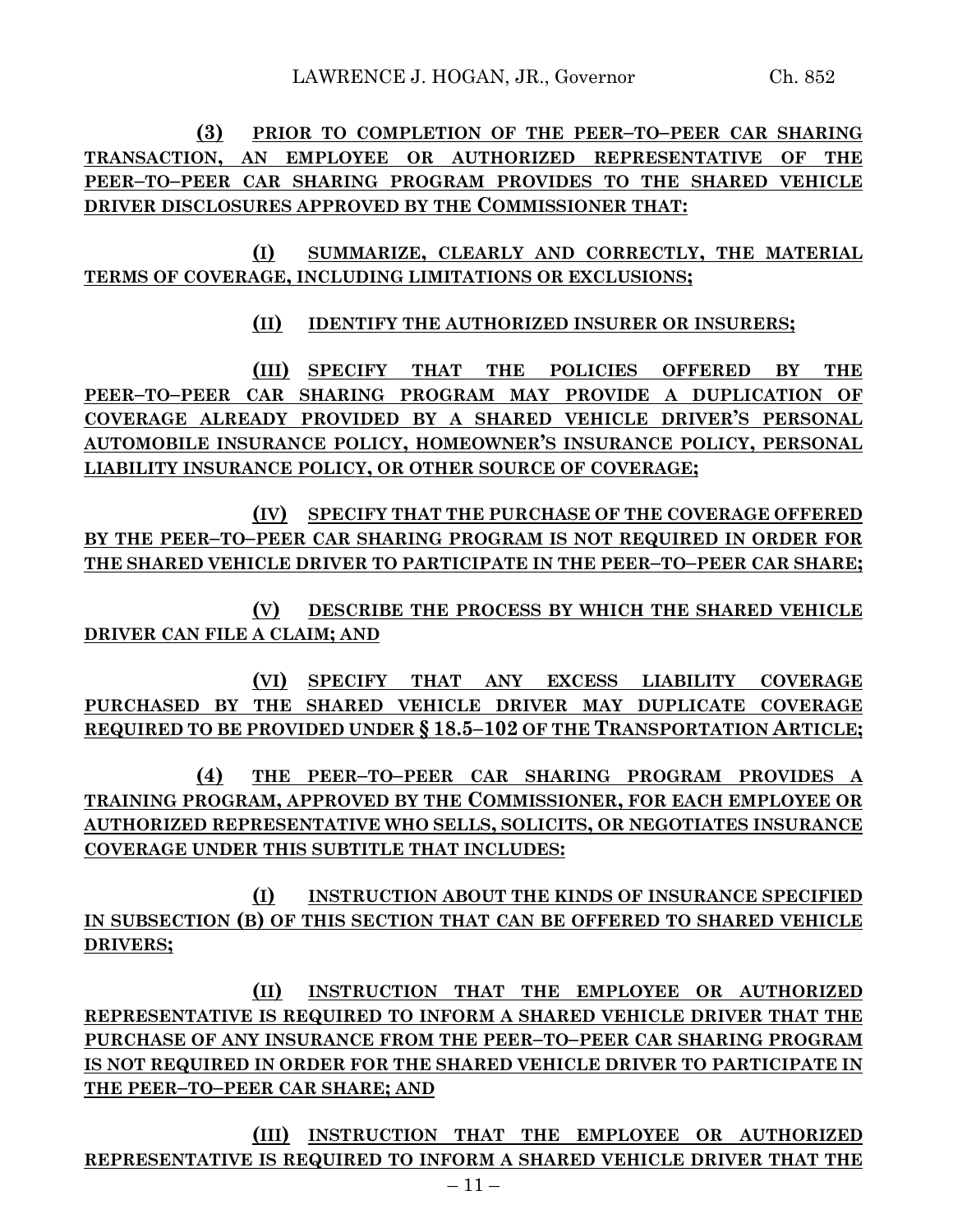**(3) PRIOR TO COMPLETION OF THE PEER–TO–PEER CAR SHARING TRANSACTION, AN EMPLOYEE OR AUTHORIZED REPRESENTATIVE OF THE PEER–TO–PEER CAR SHARING PROGRAM PROVIDES TO THE SHARED VEHICLE DRIVER DISCLOSURES APPROVED BY THE COMMISSIONER THAT:**

**(I) SUMMARIZE, CLEARLY AND CORRECTLY, THE MATERIAL TERMS OF COVERAGE, INCLUDING LIMITATIONS OR EXCLUSIONS;**

**(II) IDENTIFY THE AUTHORIZED INSURER OR INSURERS;**

**(III) SPECIFY THAT THE POLICIES OFFERED BY THE PEER–TO–PEER CAR SHARING PROGRAM MAY PROVIDE A DUPLICATION OF COVERAGE ALREADY PROVIDED BY A SHARED VEHICLE DRIVER'S PERSONAL AUTOMOBILE INSURANCE POLICY, HOMEOWNER'S INSURANCE POLICY, PERSONAL LIABILITY INSURANCE POLICY, OR OTHER SOURCE OF COVERAGE;**

**(IV) SPECIFY THAT THE PURCHASE OF THE COVERAGE OFFERED BY THE PEER–TO–PEER CAR SHARING PROGRAM IS NOT REQUIRED IN ORDER FOR THE SHARED VEHICLE DRIVER TO PARTICIPATE IN THE PEER–TO–PEER CAR SHARE;**

**(V) DESCRIBE THE PROCESS BY WHICH THE SHARED VEHICLE DRIVER CAN FILE A CLAIM; AND**

**(VI) SPECIFY THAT ANY EXCESS LIABILITY COVERAGE PURCHASED BY THE SHARED VEHICLE DRIVER MAY DUPLICATE COVERAGE REQUIRED TO BE PROVIDED UNDER § 18.5–102 OF THE TRANSPORTATION ARTICLE;**

**(4) THE PEER–TO–PEER CAR SHARING PROGRAM PROVIDES A TRAINING PROGRAM, APPROVED BY THE COMMISSIONER, FOR EACH EMPLOYEE OR AUTHORIZED REPRESENTATIVE WHO SELLS, SOLICITS, OR NEGOTIATES INSURANCE COVERAGE UNDER THIS SUBTITLE THAT INCLUDES:**

**(I) INSTRUCTION ABOUT THE KINDS OF INSURANCE SPECIFIED IN SUBSECTION (B) OF THIS SECTION THAT CAN BE OFFERED TO SHARED VEHICLE DRIVERS;**

**(II) INSTRUCTION THAT THE EMPLOYEE OR AUTHORIZED REPRESENTATIVE IS REQUIRED TO INFORM A SHARED VEHICLE DRIVER THAT THE PURCHASE OF ANY INSURANCE FROM THE PEER–TO–PEER CAR SHARING PROGRAM IS NOT REQUIRED IN ORDER FOR THE SHARED VEHICLE DRIVER TO PARTICIPATE IN THE PEER–TO–PEER CAR SHARE; AND**

**(III) INSTRUCTION THAT THE EMPLOYEE OR AUTHORIZED REPRESENTATIVE IS REQUIRED TO INFORM A SHARED VEHICLE DRIVER THAT THE**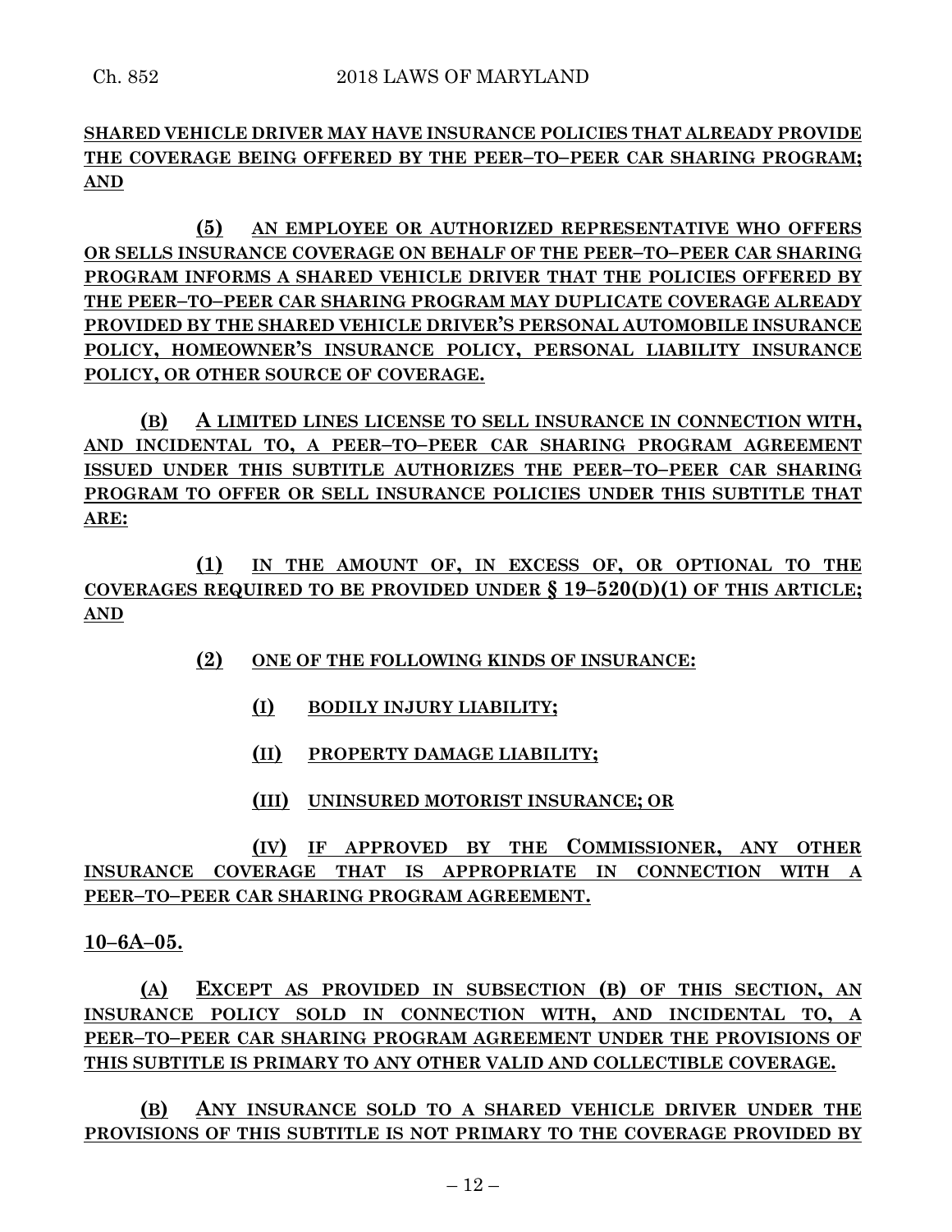**SHARED VEHICLE DRIVER MAY HAVE INSURANCE POLICIES THAT ALREADY PROVIDE THE COVERAGE BEING OFFERED BY THE PEER–TO–PEER CAR SHARING PROGRAM; AND**

**(5) AN EMPLOYEE OR AUTHORIZED REPRESENTATIVE WHO OFFERS OR SELLS INSURANCE COVERAGE ON BEHALF OF THE PEER–TO–PEER CAR SHARING PROGRAM INFORMS A SHARED VEHICLE DRIVER THAT THE POLICIES OFFERED BY THE PEER–TO–PEER CAR SHARING PROGRAM MAY DUPLICATE COVERAGE ALREADY PROVIDED BY THE SHARED VEHICLE DRIVER'S PERSONAL AUTOMOBILE INSURANCE POLICY, HOMEOWNER'S INSURANCE POLICY, PERSONAL LIABILITY INSURANCE POLICY, OR OTHER SOURCE OF COVERAGE.**

**(B) A LIMITED LINES LICENSE TO SELL INSURANCE IN CONNECTION WITH, AND INCIDENTAL TO, A PEER–TO–PEER CAR SHARING PROGRAM AGREEMENT ISSUED UNDER THIS SUBTITLE AUTHORIZES THE PEER–TO–PEER CAR SHARING PROGRAM TO OFFER OR SELL INSURANCE POLICIES UNDER THIS SUBTITLE THAT ARE:**

**(1) IN THE AMOUNT OF, IN EXCESS OF, OR OPTIONAL TO THE COVERAGES REQUIRED TO BE PROVIDED UNDER § 19–520(D)(1) OF THIS ARTICLE; AND**

**(2) ONE OF THE FOLLOWING KINDS OF INSURANCE:**

**(I) BODILY INJURY LIABILITY;**

**(II) PROPERTY DAMAGE LIABILITY;**

**(III) UNINSURED MOTORIST INSURANCE; OR**

**(IV) IF APPROVED BY THE COMMISSIONER, ANY OTHER INSURANCE COVERAGE THAT IS APPROPRIATE IN CONNECTION WITH A PEER–TO–PEER CAR SHARING PROGRAM AGREEMENT.**

**10–6A–05.**

**(A) EXCEPT AS PROVIDED IN SUBSECTION (B) OF THIS SECTION, AN INSURANCE POLICY SOLD IN CONNECTION WITH, AND INCIDENTAL TO, A PEER–TO–PEER CAR SHARING PROGRAM AGREEMENT UNDER THE PROVISIONS OF THIS SUBTITLE IS PRIMARY TO ANY OTHER VALID AND COLLECTIBLE COVERAGE.**

**(B) ANY INSURANCE SOLD TO A SHARED VEHICLE DRIVER UNDER THE PROVISIONS OF THIS SUBTITLE IS NOT PRIMARY TO THE COVERAGE PROVIDED BY**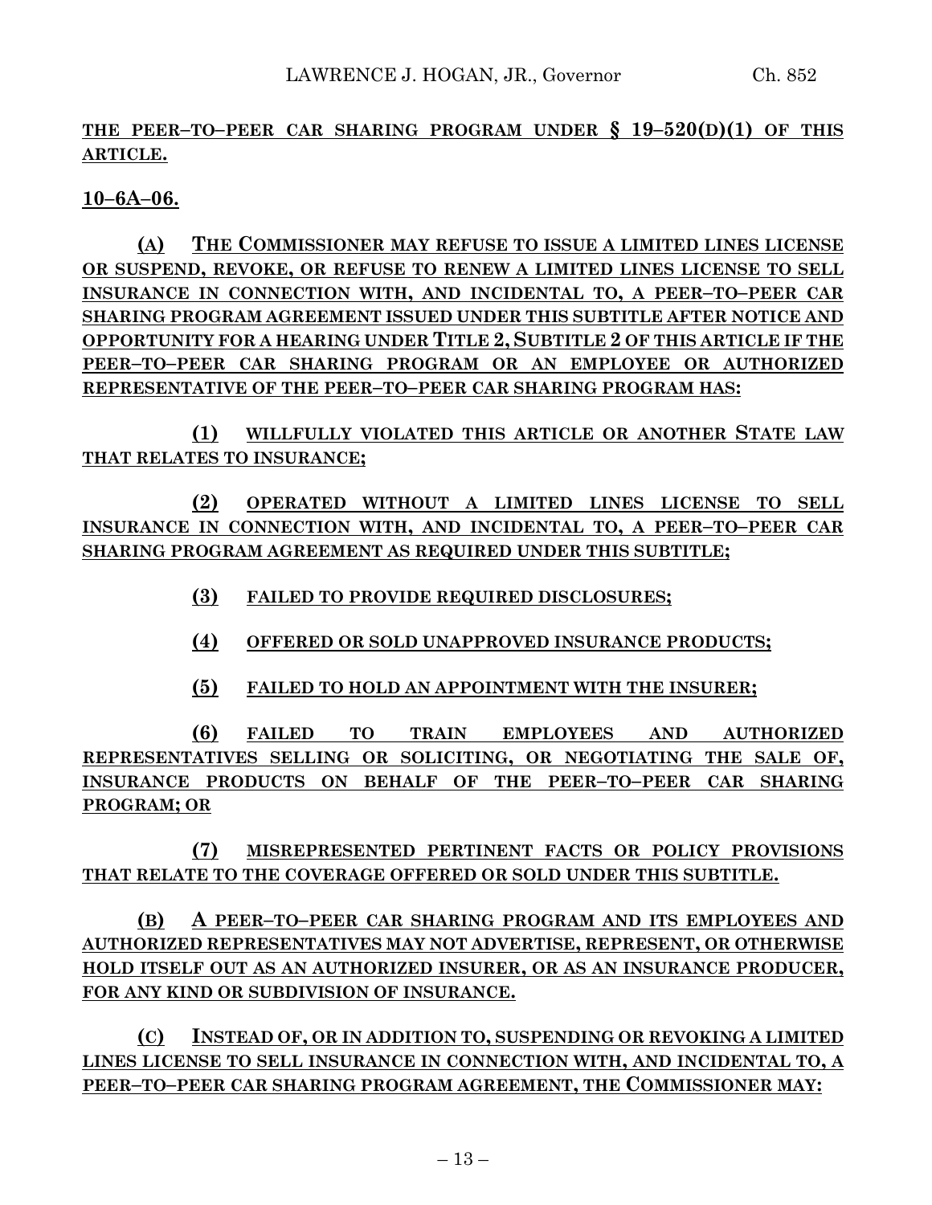**THE PEER–TO–PEER CAR SHARING PROGRAM UNDER § 19–520(D)(1) OF THIS ARTICLE.**

**10–6A–06.**

**(A) THE COMMISSIONER MAY REFUSE TO ISSUE A LIMITED LINES LICENSE OR SUSPEND, REVOKE, OR REFUSE TO RENEW A LIMITED LINES LICENSE TO SELL INSURANCE IN CONNECTION WITH, AND INCIDENTAL TO, A PEER–TO–PEER CAR SHARING PROGRAM AGREEMENT ISSUED UNDER THIS SUBTITLE AFTER NOTICE AND OPPORTUNITY FOR A HEARING UNDER TITLE 2, SUBTITLE 2 OF THIS ARTICLE IF THE PEER–TO–PEER CAR SHARING PROGRAM OR AN EMPLOYEE OR AUTHORIZED REPRESENTATIVE OF THE PEER–TO–PEER CAR SHARING PROGRAM HAS:**

**(1) WILLFULLY VIOLATED THIS ARTICLE OR ANOTHER STATE LAW THAT RELATES TO INSURANCE;**

**(2) OPERATED WITHOUT A LIMITED LINES LICENSE TO SELL INSURANCE IN CONNECTION WITH, AND INCIDENTAL TO, A PEER–TO–PEER CAR SHARING PROGRAM AGREEMENT AS REQUIRED UNDER THIS SUBTITLE;**

**(3) FAILED TO PROVIDE REQUIRED DISCLOSURES;**

**(4) OFFERED OR SOLD UNAPPROVED INSURANCE PRODUCTS;**

**(5) FAILED TO HOLD AN APPOINTMENT WITH THE INSURER;**

**(6) FAILED TO TRAIN EMPLOYEES AND AUTHORIZED REPRESENTATIVES SELLING OR SOLICITING, OR NEGOTIATING THE SALE OF, INSURANCE PRODUCTS ON BEHALF OF THE PEER–TO–PEER CAR SHARING PROGRAM; OR**

**(7) MISREPRESENTED PERTINENT FACTS OR POLICY PROVISIONS THAT RELATE TO THE COVERAGE OFFERED OR SOLD UNDER THIS SUBTITLE.**

**(B) A PEER–TO–PEER CAR SHARING PROGRAM AND ITS EMPLOYEES AND AUTHORIZED REPRESENTATIVES MAY NOT ADVERTISE, REPRESENT, OR OTHERWISE HOLD ITSELF OUT AS AN AUTHORIZED INSURER, OR AS AN INSURANCE PRODUCER, FOR ANY KIND OR SUBDIVISION OF INSURANCE.**

**(C) INSTEAD OF, OR IN ADDITION TO, SUSPENDING OR REVOKING A LIMITED LINES LICENSE TO SELL INSURANCE IN CONNECTION WITH, AND INCIDENTAL TO, A PEER–TO–PEER CAR SHARING PROGRAM AGREEMENT, THE COMMISSIONER MAY:**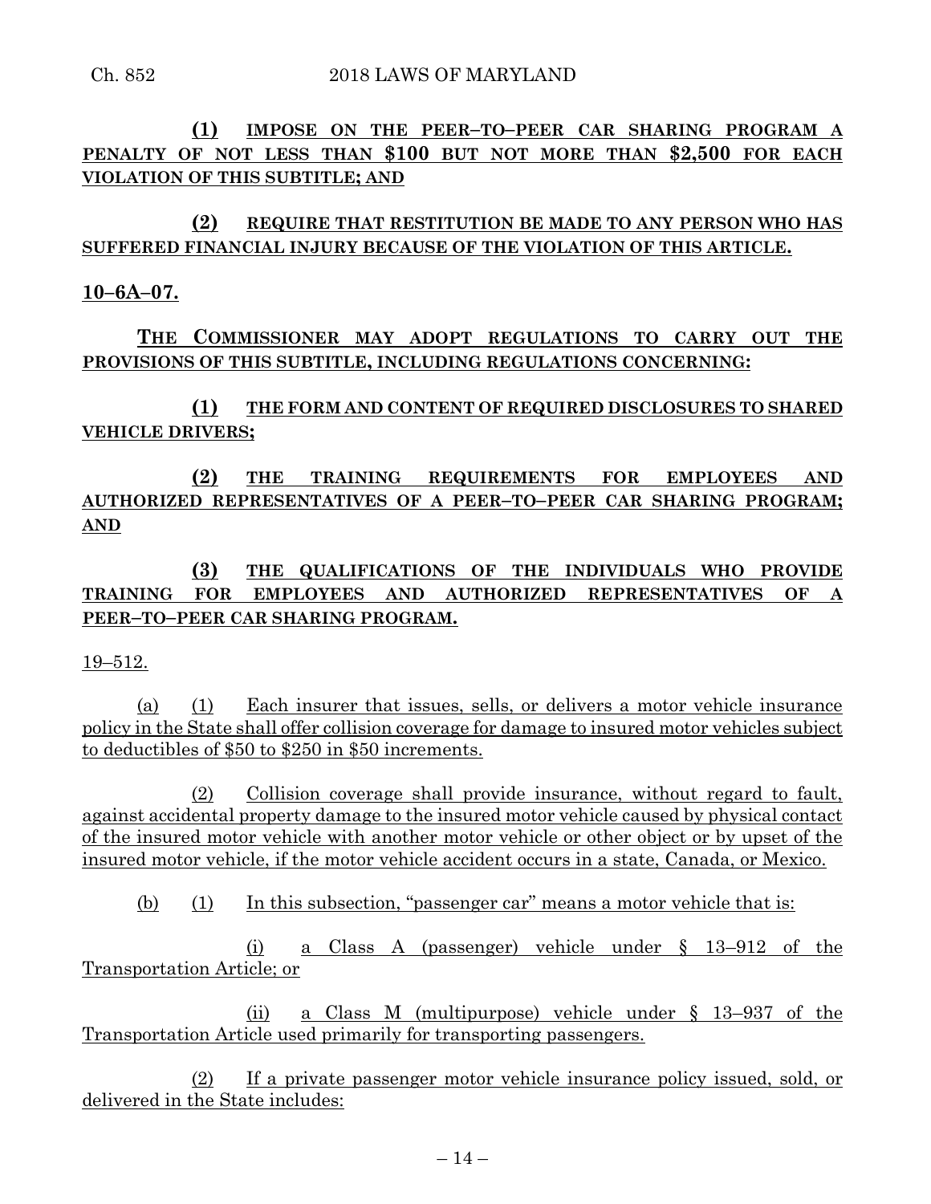**(1) IMPOSE ON THE PEER–TO–PEER CAR SHARING PROGRAM A PENALTY OF NOT LESS THAN $100 BUT NOT MORE THAN $2,500 FOR EACH VIOLATION OF THIS SUBTITLE; AND**

**(2) REQUIRE THAT RESTITUTION BE MADE TO ANY PERSON WHO HAS SUFFERED FINANCIAL INJURY BECAUSE OF THE VIOLATION OF THIS ARTICLE.**

**10–6A–07.**

**THE COMMISSIONER MAY ADOPT REGULATIONS TO CARRY OUT THE PROVISIONS OF THIS SUBTITLE, INCLUDING REGULATIONS CONCERNING:**

**(1) THE FORM AND CONTENT OF REQUIRED DISCLOSURES TO SHARED VEHICLE DRIVERS;**

**(2) THE TRAINING REQUIREMENTS FOR EMPLOYEES AND AUTHORIZED REPRESENTATIVES OF A PEER–TO–PEER CAR SHARING PROGRAM; AND**

**(3) THE QUALIFICATIONS OF THE INDIVIDUALS WHO PROVIDE TRAINING FOR EMPLOYEES AND AUTHORIZED REPRESENTATIVES OF A PEER–TO–PEER CAR SHARING PROGRAM.**

19–512.

(a) (1) Each insurer that issues, sells, or delivers a motor vehicle insurance policy in the State shall offer collision coverage for damage to insured motor vehicles subject to deductibles of $50 to $250 in $50 increments.

(2) Collision coverage shall provide insurance, without regard to fault, against accidental property damage to the insured motor vehicle caused by physical contact of the insured motor vehicle with another motor vehicle or other object or by upset of the insured motor vehicle, if the motor vehicle accident occurs in a state, Canada, or Mexico.

(b) (1) In this subsection, "passenger car" means a motor vehicle that is:

(i) a Class A (passenger) vehicle under § 13–912 of the Transportation Article; or

(ii) a Class M (multipurpose) vehicle under § 13–937 of the Transportation Article used primarily for transporting passengers.

(2) If a private passenger motor vehicle insurance policy issued, sold, or delivered in the State includes: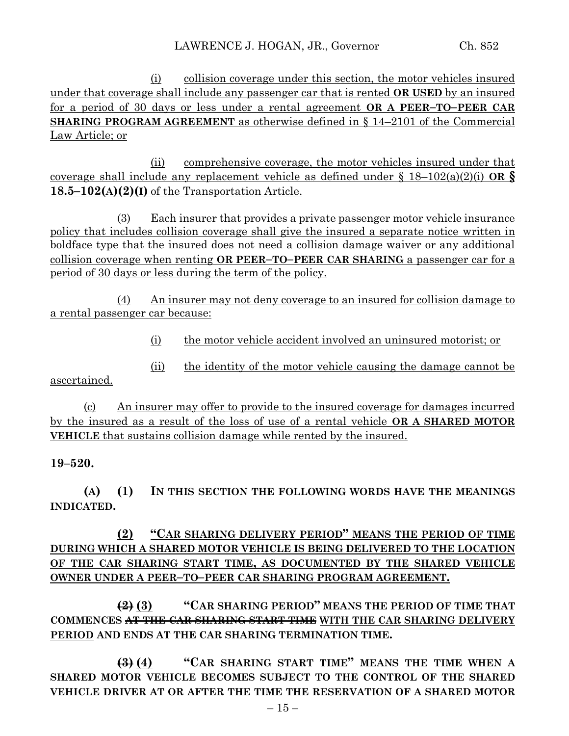(i) collision coverage under this section, the motor vehicles insured under that coverage shall include any passenger car that is rented **OR USED** by an insured for a period of 30 days or less under a rental agreement **OR A PEER–TO–PEER CAR SHARING PROGRAM AGREEMENT** as otherwise defined in § 14–2101 of the Commercial Law Article; or

(ii) comprehensive coverage, the motor vehicles insured under that coverage shall include any replacement vehicle as defined under § 18–102(a)(2)(i) **OR § 18.5–102(A)(2)(I)** of the Transportation Article.

(3) Each insurer that provides a private passenger motor vehicle insurance policy that includes collision coverage shall give the insured a separate notice written in boldface type that the insured does not need a collision damage waiver or any additional collision coverage when renting **OR PEER–TO–PEER CAR SHARING** a passenger car for a period of 30 days or less during the term of the policy.

(4) An insurer may not deny coverage to an insured for collision damage to a rental passenger car because:

(i) the motor vehicle accident involved an uninsured motorist; or

(ii) the identity of the motor vehicle causing the damage cannot be ascertained.

(c) An insurer may offer to provide to the insured coverage for damages incurred by the insured as a result of the loss of use of a rental vehicle **OR A SHARED MOTOR VEHICLE** that sustains collision damage while rented by the insured.

**19–520.**

**(A) (1) IN THIS SECTION THE FOLLOWING WORDS HAVE THE MEANINGS INDICATED.**

**(2) "CAR SHARING DELIVERY PERIOD" MEANS THE PERIOD OF TIME DURING WHICH A SHARED MOTOR VEHICLE IS BEING DELIVERED TO THE LOCATION OF THE CAR SHARING START TIME, AS DOCUMENTED BY THE SHARED VEHICLE OWNER UNDER A PEER–TO–PEER CAR SHARING PROGRAM AGREEMENT.**

**~~(2)~~ (3) "CAR SHARING PERIOD" MEANS THE PERIOD OF TIME THAT COMMENCES ~~AT THE CAR SHARING START TIME~~ WITH THE CAR SHARING DELIVERY PERIOD AND ENDS AT THE CAR SHARING TERMINATION TIME.**

**~~(3)~~ (4) "CAR SHARING START TIME" MEANS THE TIME WHEN A SHARED MOTOR VEHICLE BECOMES SUBJECT TO THE CONTROL OF THE SHARED VEHICLE DRIVER AT OR AFTER THE TIME THE RESERVATION OF A SHARED MOTOR**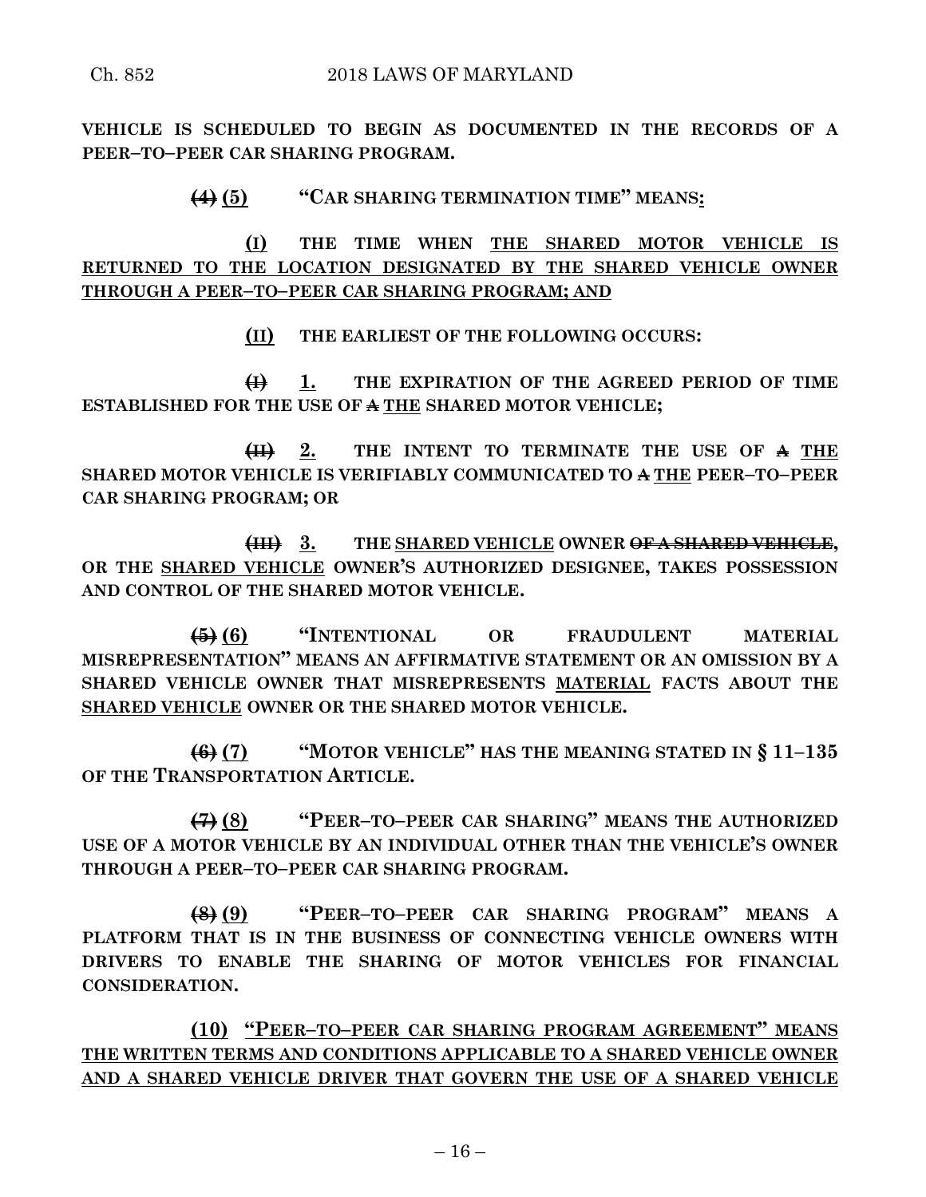**VEHICLE IS SCHEDULED TO BEGIN AS DOCUMENTED IN THE RECORDS OF A PEER–TO–PEER CAR SHARING PROGRAM.**

~~**(4)**~~ **(5)** **"CAR SHARING TERMINATION TIME" MEANS:**

**(I)** **THE TIME WHEN THE SHARED MOTOR VEHICLE IS RETURNED TO THE LOCATION DESIGNATED BY THE SHARED VEHICLE OWNER THROUGH A PEER–TO–PEER CAR SHARING PROGRAM; AND**

**(II)** **THE EARLIEST OF THE FOLLOWING OCCURS:**

~~**(I)**~~ **1.** **THE EXPIRATION OF THE AGREED PERIOD OF TIME ESTABLISHED FOR THE USE OF ~~A~~ THE SHARED MOTOR VEHICLE;**

~~**(II)**~~ **2.** **THE INTENT TO TERMINATE THE USE OF ~~A~~ THE SHARED MOTOR VEHICLE IS VERIFIABLY COMMUNICATED TO ~~A~~ THE PEER–TO–PEER CAR SHARING PROGRAM; OR**

~~**(III)**~~ **3.** **THE SHARED VEHICLE OWNER ~~OF A SHARED VEHICLE~~, OR THE SHARED VEHICLE OWNER'S AUTHORIZED DESIGNEE, TAKES POSSESSION AND CONTROL OF THE SHARED MOTOR VEHICLE.**

~~**(5)**~~ **(6)** **"INTENTIONAL OR FRAUDULENT MATERIAL MISREPRESENTATION" MEANS AN AFFIRMATIVE STATEMENT OR AN OMISSION BY A SHARED VEHICLE OWNER THAT MISREPRESENTS MATERIAL FACTS ABOUT THE SHARED VEHICLE OWNER OR THE SHARED MOTOR VEHICLE.**

~~**(6)**~~ **(7)** **"MOTOR VEHICLE" HAS THE MEANING STATED IN § 11–135 OF THE TRANSPORTATION ARTICLE.**

~~**(7)**~~ **(8)** **"PEER–TO–PEER CAR SHARING" MEANS THE AUTHORIZED USE OF A MOTOR VEHICLE BY AN INDIVIDUAL OTHER THAN THE VEHICLE'S OWNER THROUGH A PEER–TO–PEER CAR SHARING PROGRAM.**

~~**(8)**~~ **(9)** **"PEER–TO–PEER CAR SHARING PROGRAM" MEANS A PLATFORM THAT IS IN THE BUSINESS OF CONNECTING VEHICLE OWNERS WITH DRIVERS TO ENABLE THE SHARING OF MOTOR VEHICLES FOR FINANCIAL CONSIDERATION.**

**(10)** **"PEER–TO–PEER CAR SHARING PROGRAM AGREEMENT" MEANS THE WRITTEN TERMS AND CONDITIONS APPLICABLE TO A SHARED VEHICLE OWNER AND A SHARED VEHICLE DRIVER THAT GOVERN THE USE OF A SHARED VEHICLE**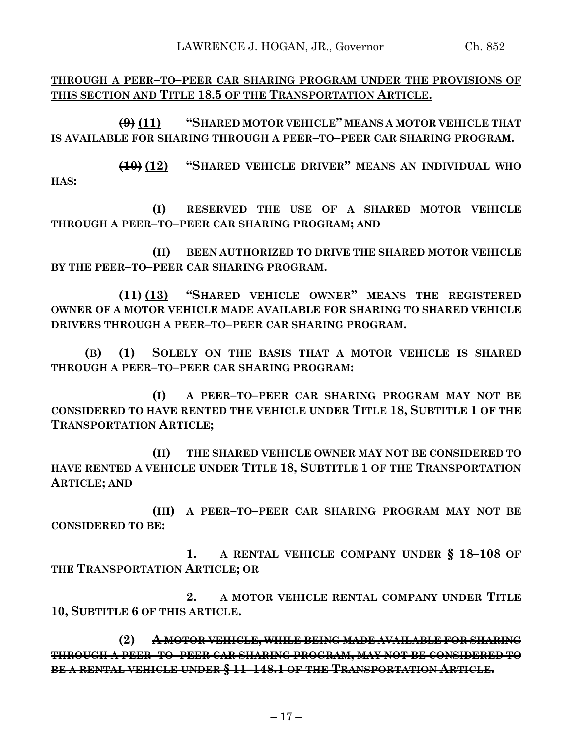**THROUGH A PEER–TO–PEER CAR SHARING PROGRAM UNDER THE PROVISIONS OF THIS SECTION AND TITLE 18.5 OF THE TRANSPORTATION ARTICLE.**

~~**(9)**~~ **(11)** **"SHARED MOTOR VEHICLE" MEANS A MOTOR VEHICLE THAT IS AVAILABLE FOR SHARING THROUGH A PEER–TO–PEER CAR SHARING PROGRAM.**

~~**(10)**~~ **(12)** **"SHARED VEHICLE DRIVER" MEANS AN INDIVIDUAL WHO HAS:**

**(I) RESERVED THE USE OF A SHARED MOTOR VEHICLE THROUGH A PEER–TO–PEER CAR SHARING PROGRAM; AND**

**(II) BEEN AUTHORIZED TO DRIVE THE SHARED MOTOR VEHICLE BY THE PEER–TO–PEER CAR SHARING PROGRAM.**

~~**(11)**~~ **(13)** **"SHARED VEHICLE OWNER" MEANS THE REGISTERED OWNER OF A MOTOR VEHICLE MADE AVAILABLE FOR SHARING TO SHARED VEHICLE DRIVERS THROUGH A PEER–TO–PEER CAR SHARING PROGRAM.**

**(B) (1) SOLELY ON THE BASIS THAT A MOTOR VEHICLE IS SHARED THROUGH A PEER–TO–PEER CAR SHARING PROGRAM:**

**(I) A PEER–TO–PEER CAR SHARING PROGRAM MAY NOT BE CONSIDERED TO HAVE RENTED THE VEHICLE UNDER TITLE 18, SUBTITLE 1 OF THE TRANSPORTATION ARTICLE;**

**(II) THE SHARED VEHICLE OWNER MAY NOT BE CONSIDERED TO HAVE RENTED A VEHICLE UNDER TITLE 18, SUBTITLE 1 OF THE TRANSPORTATION ARTICLE; AND**

**(III) A PEER–TO–PEER CAR SHARING PROGRAM MAY NOT BE CONSIDERED TO BE:**

**1. A RENTAL VEHICLE COMPANY UNDER § 18–108 OF THE TRANSPORTATION ARTICLE; OR**

**2. A MOTOR VEHICLE RENTAL COMPANY UNDER TITLE 10, SUBTITLE 6 OF THIS ARTICLE.**

**(2)** ~~**A MOTOR VEHICLE, WHILE BEING MADE AVAILABLE FOR SHARING THROUGH A PEER–TO–PEER CAR SHARING PROGRAM, MAY NOT BE CONSIDERED TO BE A RENTAL VEHICLE UNDER § 11–148.1 OF THE TRANSPORTATION ARTICLE.**~~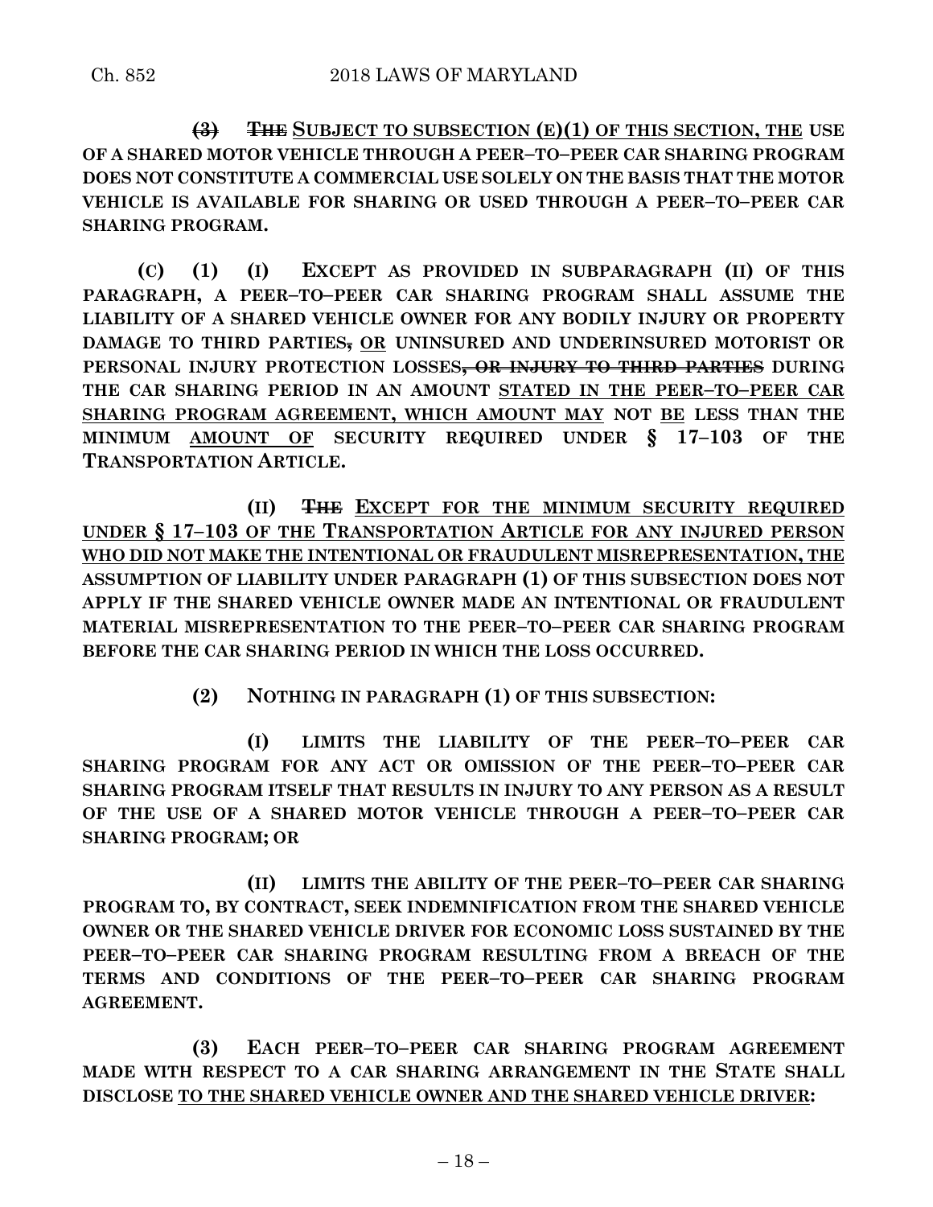**~~(3)~~ ~~THE~~ <u>SUBJECT TO SUBSECTION (E)(1) OF THIS SECTION, THE</u> USE OF A SHARED MOTOR VEHICLE THROUGH A PEER–TO–PEER CAR SHARING PROGRAM DOES NOT CONSTITUTE A COMMERCIAL USE SOLELY ON THE BASIS THAT THE MOTOR VEHICLE IS AVAILABLE FOR SHARING OR USED THROUGH A PEER–TO–PEER CAR SHARING PROGRAM.**

**(C) (1) (I) EXCEPT AS PROVIDED IN SUBPARAGRAPH (II) OF THIS PARAGRAPH, A PEER–TO–PEER CAR SHARING PROGRAM SHALL ASSUME THE LIABILITY OF A SHARED VEHICLE OWNER FOR ANY BODILY INJURY OR PROPERTY DAMAGE TO THIRD PARTIES~~,~~ <u>OR</u> UNINSURED AND UNDERINSURED MOTORIST OR PERSONAL INJURY PROTECTION LOSSES~~, OR INJURY TO THIRD PARTIES~~ DURING THE CAR SHARING PERIOD IN AN AMOUNT <u>STATED IN THE PEER–TO–PEER CAR SHARING PROGRAM AGREEMENT, WHICH AMOUNT MAY</u> NOT <u>BE</u> LESS THAN THE MINIMUM <u>AMOUNT OF</u> SECURITY REQUIRED UNDER § 17–103 OF THE TRANSPORTATION ARTICLE.**

**(II) ~~THE~~ <u>EXCEPT FOR THE MINIMUM SECURITY REQUIRED UNDER § 17–103 OF THE TRANSPORTATION ARTICLE FOR ANY INJURED PERSON WHO DID NOT MAKE THE INTENTIONAL OR FRAUDULENT MISREPRESENTATION, THE</u> ASSUMPTION OF LIABILITY UNDER PARAGRAPH (1) OF THIS SUBSECTION DOES NOT APPLY IF THE SHARED VEHICLE OWNER MADE AN INTENTIONAL OR FRAUDULENT MATERIAL MISREPRESENTATION TO THE PEER–TO–PEER CAR SHARING PROGRAM BEFORE THE CAR SHARING PERIOD IN WHICH THE LOSS OCCURRED.**

**(2) NOTHING IN PARAGRAPH (1) OF THIS SUBSECTION:**

**(I) LIMITS THE LIABILITY OF THE PEER–TO–PEER CAR SHARING PROGRAM FOR ANY ACT OR OMISSION OF THE PEER–TO–PEER CAR SHARING PROGRAM ITSELF THAT RESULTS IN INJURY TO ANY PERSON AS A RESULT OF THE USE OF A SHARED MOTOR VEHICLE THROUGH A PEER–TO–PEER CAR SHARING PROGRAM; OR**

**(II) LIMITS THE ABILITY OF THE PEER–TO–PEER CAR SHARING PROGRAM TO, BY CONTRACT, SEEK INDEMNIFICATION FROM THE SHARED VEHICLE OWNER OR THE SHARED VEHICLE DRIVER FOR ECONOMIC LOSS SUSTAINED BY THE PEER–TO–PEER CAR SHARING PROGRAM RESULTING FROM A BREACH OF THE TERMS AND CONDITIONS OF THE PEER–TO–PEER CAR SHARING PROGRAM AGREEMENT.**

**(3) EACH PEER–TO–PEER CAR SHARING PROGRAM AGREEMENT MADE WITH RESPECT TO A CAR SHARING ARRANGEMENT IN THE STATE SHALL DISCLOSE <u>TO THE SHARED VEHICLE OWNER AND THE SHARED VEHICLE DRIVER</u>:**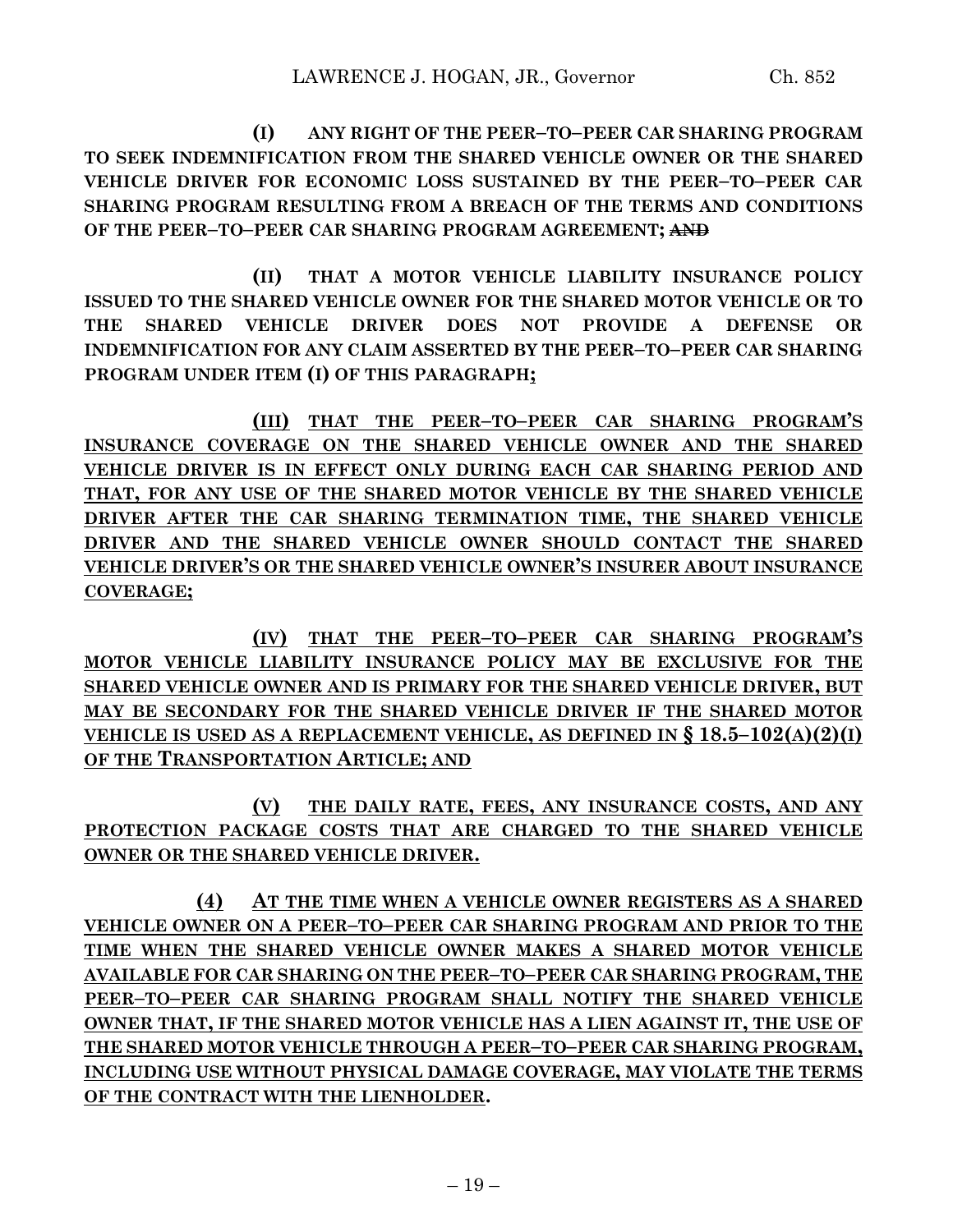**(I) ANY RIGHT OF THE PEER–TO–PEER CAR SHARING PROGRAM TO SEEK INDEMNIFICATION FROM THE SHARED VEHICLE OWNER OR THE SHARED VEHICLE DRIVER FOR ECONOMIC LOSS SUSTAINED BY THE PEER–TO–PEER CAR SHARING PROGRAM RESULTING FROM A BREACH OF THE TERMS AND CONDITIONS OF THE PEER–TO–PEER CAR SHARING PROGRAM AGREEMENT; ~~AND~~**

**(II) THAT A MOTOR VEHICLE LIABILITY INSURANCE POLICY ISSUED TO THE SHARED VEHICLE OWNER FOR THE SHARED MOTOR VEHICLE OR TO THE SHARED VEHICLE DRIVER DOES NOT PROVIDE A DEFENSE OR INDEMNIFICATION FOR ANY CLAIM ASSERTED BY THE PEER–TO–PEER CAR SHARING PROGRAM UNDER ITEM (I) OF THIS PARAGRAPH;**

**(III) THAT THE PEER–TO–PEER CAR SHARING PROGRAM'S INSURANCE COVERAGE ON THE SHARED VEHICLE OWNER AND THE SHARED VEHICLE DRIVER IS IN EFFECT ONLY DURING EACH CAR SHARING PERIOD AND THAT, FOR ANY USE OF THE SHARED MOTOR VEHICLE BY THE SHARED VEHICLE DRIVER AFTER THE CAR SHARING TERMINATION TIME, THE SHARED VEHICLE DRIVER AND THE SHARED VEHICLE OWNER SHOULD CONTACT THE SHARED VEHICLE DRIVER'S OR THE SHARED VEHICLE OWNER'S INSURER ABOUT INSURANCE COVERAGE;**

**(IV) THAT THE PEER–TO–PEER CAR SHARING PROGRAM'S MOTOR VEHICLE LIABILITY INSURANCE POLICY MAY BE EXCLUSIVE FOR THE SHARED VEHICLE OWNER AND IS PRIMARY FOR THE SHARED VEHICLE DRIVER, BUT MAY BE SECONDARY FOR THE SHARED VEHICLE DRIVER IF THE SHARED MOTOR VEHICLE IS USED AS A REPLACEMENT VEHICLE, AS DEFINED IN § 18.5–102(A)(2)(I) OF THE TRANSPORTATION ARTICLE; AND**

**(V) THE DAILY RATE, FEES, ANY INSURANCE COSTS, AND ANY PROTECTION PACKAGE COSTS THAT ARE CHARGED TO THE SHARED VEHICLE OWNER OR THE SHARED VEHICLE DRIVER.**

**(4) AT THE TIME WHEN A VEHICLE OWNER REGISTERS AS A SHARED VEHICLE OWNER ON A PEER–TO–PEER CAR SHARING PROGRAM AND PRIOR TO THE TIME WHEN THE SHARED VEHICLE OWNER MAKES A SHARED MOTOR VEHICLE AVAILABLE FOR CAR SHARING ON THE PEER–TO–PEER CAR SHARING PROGRAM, THE PEER–TO–PEER CAR SHARING PROGRAM SHALL NOTIFY THE SHARED VEHICLE OWNER THAT, IF THE SHARED MOTOR VEHICLE HAS A LIEN AGAINST IT, THE USE OF THE SHARED MOTOR VEHICLE THROUGH A PEER–TO–PEER CAR SHARING PROGRAM, INCLUDING USE WITHOUT PHYSICAL DAMAGE COVERAGE, MAY VIOLATE THE TERMS OF THE CONTRACT WITH THE LIENHOLDER.**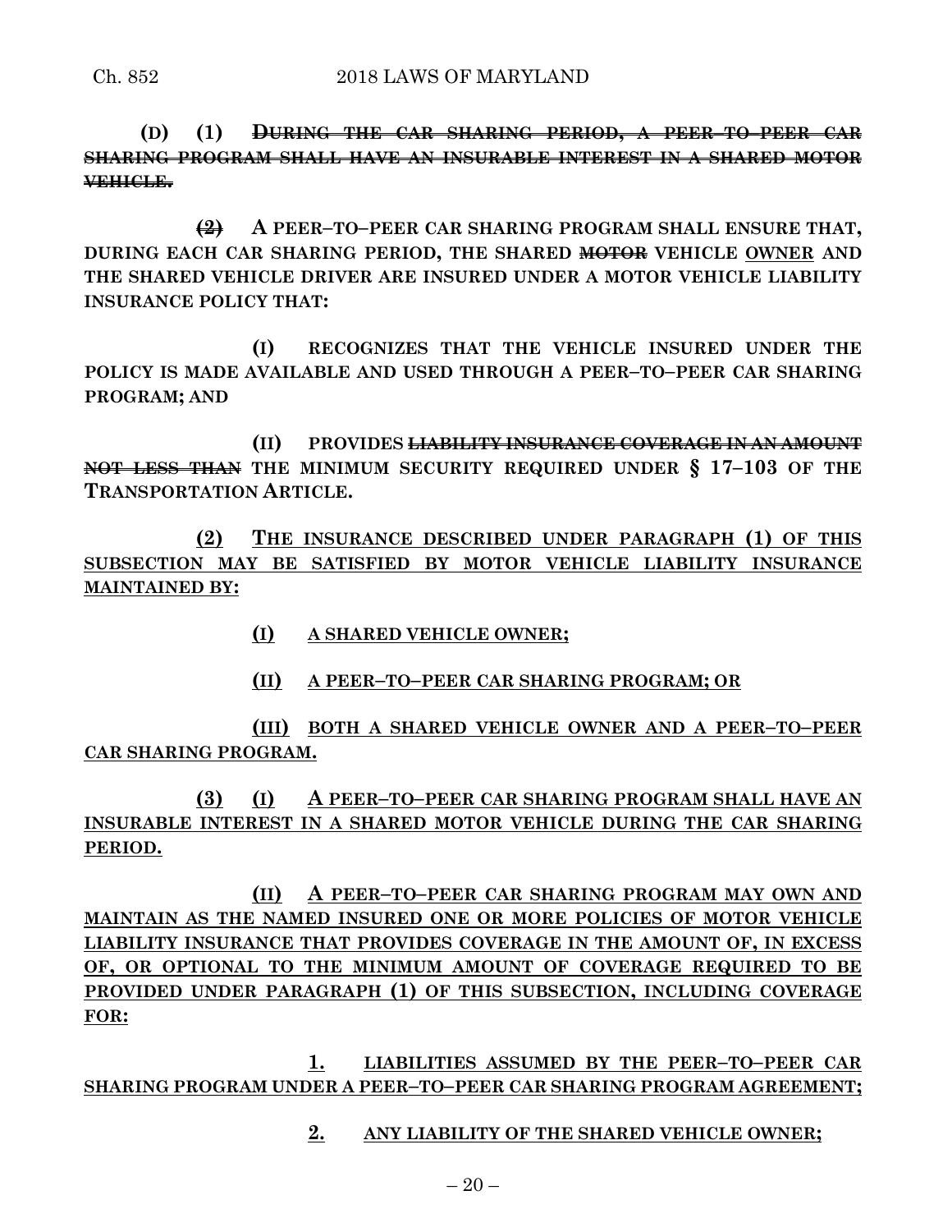**(D)** **(1)** ~~**DURING THE CAR SHARING PERIOD, A PEER–TO–PEER CAR SHARING PROGRAM SHALL HAVE AN INSURABLE INTEREST IN A SHARED MOTOR VEHICLE.**~~

~~**(2)**~~ **A PEER–TO–PEER CAR SHARING PROGRAM SHALL ENSURE THAT, DURING EACH CAR SHARING PERIOD, THE SHARED ~~MOTOR~~ VEHICLE <u>OWNER</u> AND THE SHARED VEHICLE DRIVER ARE INSURED UNDER A MOTOR VEHICLE LIABILITY INSURANCE POLICY THAT:**

**(I)** **RECOGNIZES THAT THE VEHICLE INSURED UNDER THE POLICY IS MADE AVAILABLE AND USED THROUGH A PEER–TO–PEER CAR SHARING PROGRAM; AND**

**(II)** **PROVIDES ~~LIABILITY INSURANCE COVERAGE IN AN AMOUNT NOT LESS THAN~~ THE MINIMUM SECURITY REQUIRED UNDER § 17–103 OF THE TRANSPORTATION ARTICLE.**

<u>**(2)**</u> <u>**THE INSURANCE DESCRIBED UNDER PARAGRAPH (1) OF THIS SUBSECTION MAY BE SATISFIED BY MOTOR VEHICLE LIABILITY INSURANCE MAINTAINED BY:**</u>

<u>**(I)**</u> <u>**A SHARED VEHICLE OWNER;**</u>

<u>**(II)**</u> <u>**A PEER–TO–PEER CAR SHARING PROGRAM; OR**</u>

<u>**(III)**</u> <u>**BOTH A SHARED VEHICLE OWNER AND A PEER–TO–PEER CAR SHARING PROGRAM.**</u>

<u>**(3)**</u> <u>**(I)**</u> <u>**A PEER–TO–PEER CAR SHARING PROGRAM SHALL HAVE AN INSURABLE INTEREST IN A SHARED MOTOR VEHICLE DURING THE CAR SHARING PERIOD.**</u>

<u>**(II)**</u> <u>**A PEER–TO–PEER CAR SHARING PROGRAM MAY OWN AND MAINTAIN AS THE NAMED INSURED ONE OR MORE POLICIES OF MOTOR VEHICLE LIABILITY INSURANCE THAT PROVIDES COVERAGE IN THE AMOUNT OF, IN EXCESS OF, OR OPTIONAL TO THE MINIMUM AMOUNT OF COVERAGE REQUIRED TO BE PROVIDED UNDER PARAGRAPH (1) OF THIS SUBSECTION, INCLUDING COVERAGE FOR:**</u>

<u>**1.**</u> <u>**LIABILITIES ASSUMED BY THE PEER–TO–PEER CAR SHARING PROGRAM UNDER A PEER–TO–PEER CAR SHARING PROGRAM AGREEMENT;**</u>

<u>**2.**</u> <u>**ANY LIABILITY OF THE SHARED VEHICLE OWNER;**</u>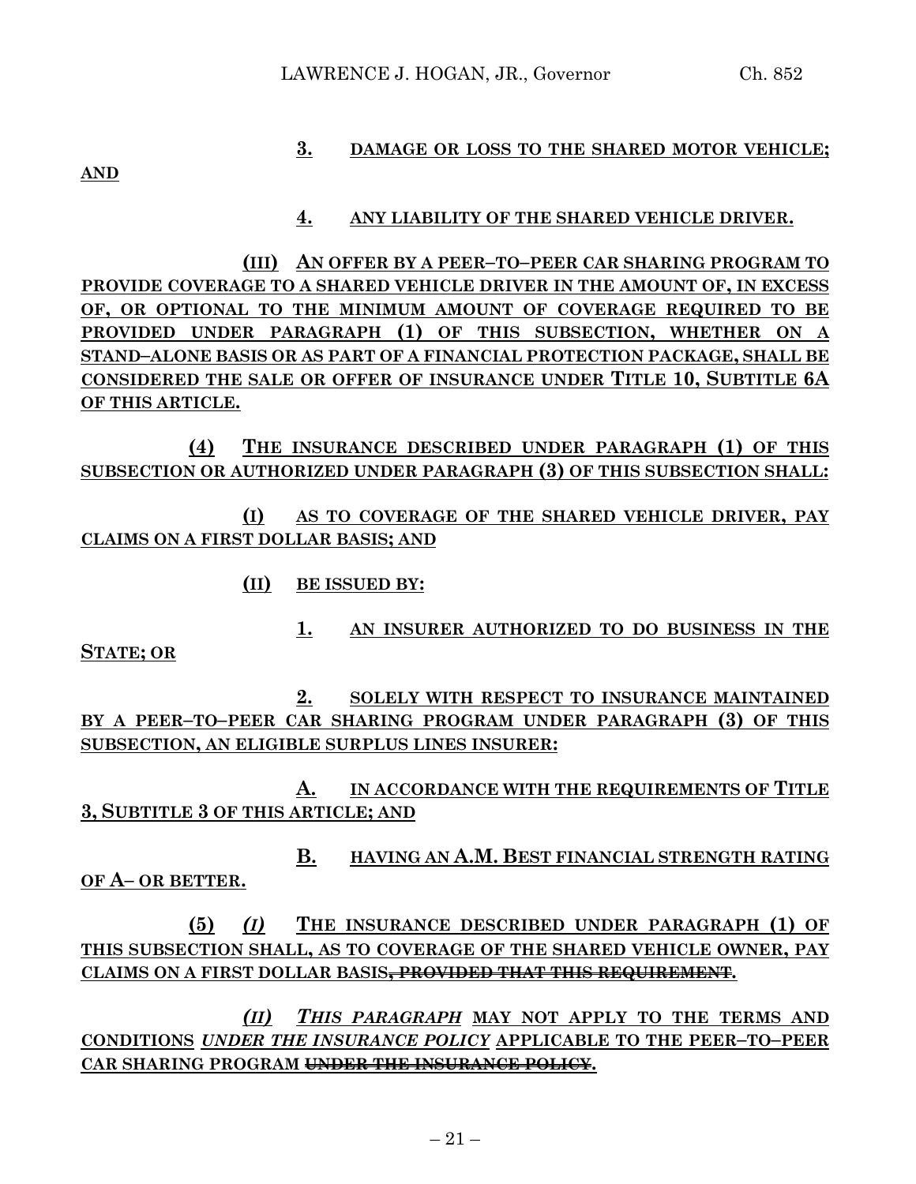**3. DAMAGE OR LOSS TO THE SHARED MOTOR VEHICLE; AND**

**4. ANY LIABILITY OF THE SHARED VEHICLE DRIVER.**

**(III) AN OFFER BY A PEER–TO–PEER CAR SHARING PROGRAM TO PROVIDE COVERAGE TO A SHARED VEHICLE DRIVER IN THE AMOUNT OF, IN EXCESS OF, OR OPTIONAL TO THE MINIMUM AMOUNT OF COVERAGE REQUIRED TO BE PROVIDED UNDER PARAGRAPH (1) OF THIS SUBSECTION, WHETHER ON A STAND–ALONE BASIS OR AS PART OF A FINANCIAL PROTECTION PACKAGE, SHALL BE CONSIDERED THE SALE OR OFFER OF INSURANCE UNDER TITLE 10, SUBTITLE 6A OF THIS ARTICLE.**

**(4) THE INSURANCE DESCRIBED UNDER PARAGRAPH (1) OF THIS SUBSECTION OR AUTHORIZED UNDER PARAGRAPH (3) OF THIS SUBSECTION SHALL:**

**(I) AS TO COVERAGE OF THE SHARED VEHICLE DRIVER, PAY CLAIMS ON A FIRST DOLLAR BASIS; AND**

**(II) BE ISSUED BY:**

**1. AN INSURER AUTHORIZED TO DO BUSINESS IN THE STATE; OR**

**2. SOLELY WITH RESPECT TO INSURANCE MAINTAINED BY A PEER–TO–PEER CAR SHARING PROGRAM UNDER PARAGRAPH (3) OF THIS SUBSECTION, AN ELIGIBLE SURPLUS LINES INSURER:**

**A. IN ACCORDANCE WITH THE REQUIREMENTS OF TITLE 3, SUBTITLE 3 OF THIS ARTICLE; AND**

**B. HAVING AN A.M. BEST FINANCIAL STRENGTH RATING OF A– OR BETTER.**

**(5)** ***(I)*** **THE INSURANCE DESCRIBED UNDER PARAGRAPH (1) OF THIS SUBSECTION SHALL, AS TO COVERAGE OF THE SHARED VEHICLE OWNER, PAY CLAIMS ON A FIRST DOLLAR BASIS~~, PROVIDED THAT THIS REQUIREMENT~~.**

***(II) THIS PARAGRAPH*** **MAY NOT APPLY TO THE TERMS AND CONDITIONS** ***UNDER THE INSURANCE POLICY*** **APPLICABLE TO THE PEER–TO–PEER CAR SHARING PROGRAM ~~UNDER THE INSURANCE POLICY~~.**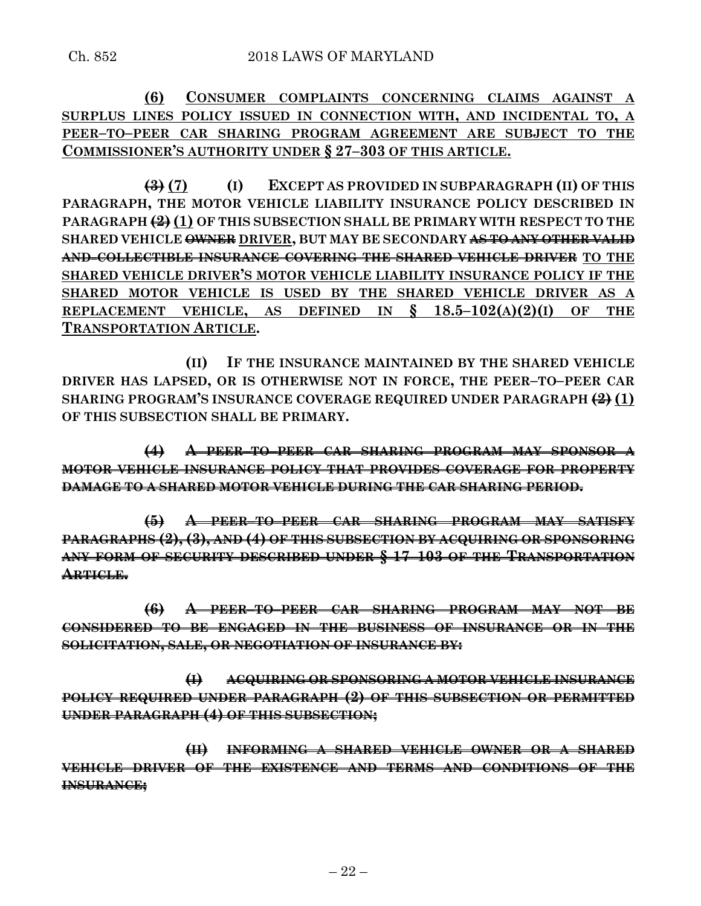**(6) CONSUMER COMPLAINTS CONCERNING CLAIMS AGAINST A SURPLUS LINES POLICY ISSUED IN CONNECTION WITH, AND INCIDENTAL TO, A PEER–TO–PEER CAR SHARING PROGRAM AGREEMENT ARE SUBJECT TO THE COMMISSIONER'S AUTHORITY UNDER § 27–303 OF THIS ARTICLE.**

~~(3)~~ **(7) (I) EXCEPT AS PROVIDED IN SUBPARAGRAPH (II) OF THIS PARAGRAPH, THE MOTOR VEHICLE LIABILITY INSURANCE POLICY DESCRIBED IN PARAGRAPH ~~(2)~~ (1) OF THIS SUBSECTION SHALL BE PRIMARY WITH RESPECT TO THE SHARED VEHICLE ~~OWNER~~ DRIVER, BUT MAY BE SECONDARY ~~AS TO ANY OTHER VALID AND COLLECTIBLE INSURANCE COVERING THE SHARED VEHICLE DRIVER~~ TO THE SHARED VEHICLE DRIVER'S MOTOR VEHICLE LIABILITY INSURANCE POLICY IF THE SHARED MOTOR VEHICLE IS USED BY THE SHARED VEHICLE DRIVER AS A REPLACEMENT VEHICLE, AS DEFINED IN § 18.5–102(A)(2)(I) OF THE TRANSPORTATION ARTICLE.**

**(II) IF THE INSURANCE MAINTAINED BY THE SHARED VEHICLE DRIVER HAS LAPSED, OR IS OTHERWISE NOT IN FORCE, THE PEER–TO–PEER CAR SHARING PROGRAM'S INSURANCE COVERAGE REQUIRED UNDER PARAGRAPH ~~(2)~~ (1) OF THIS SUBSECTION SHALL BE PRIMARY.**

~~**(4) A PEER–TO–PEER CAR SHARING PROGRAM MAY SPONSOR A MOTOR VEHICLE INSURANCE POLICY THAT PROVIDES COVERAGE FOR PROPERTY DAMAGE TO A SHARED MOTOR VEHICLE DURING THE CAR SHARING PERIOD.**~~

~~**(5) A PEER–TO–PEER CAR SHARING PROGRAM MAY SATISFY PARAGRAPHS (2), (3), AND (4) OF THIS SUBSECTION BY ACQUIRING OR SPONSORING ANY FORM OF SECURITY DESCRIBED UNDER § 17–103 OF THE TRANSPORTATION ARTICLE.**~~

~~**(6) A PEER–TO–PEER CAR SHARING PROGRAM MAY NOT BE CONSIDERED TO BE ENGAGED IN THE BUSINESS OF INSURANCE OR IN THE SOLICITATION, SALE, OR NEGOTIATION OF INSURANCE BY:**~~

~~**(I) ACQUIRING OR SPONSORING A MOTOR VEHICLE INSURANCE POLICY REQUIRED UNDER PARAGRAPH (2) OF THIS SUBSECTION OR PERMITTED UNDER PARAGRAPH (4) OF THIS SUBSECTION;**~~

~~**(II) INFORMING A SHARED VEHICLE OWNER OR A SHARED VEHICLE DRIVER OF THE EXISTENCE AND TERMS AND CONDITIONS OF THE INSURANCE;**~~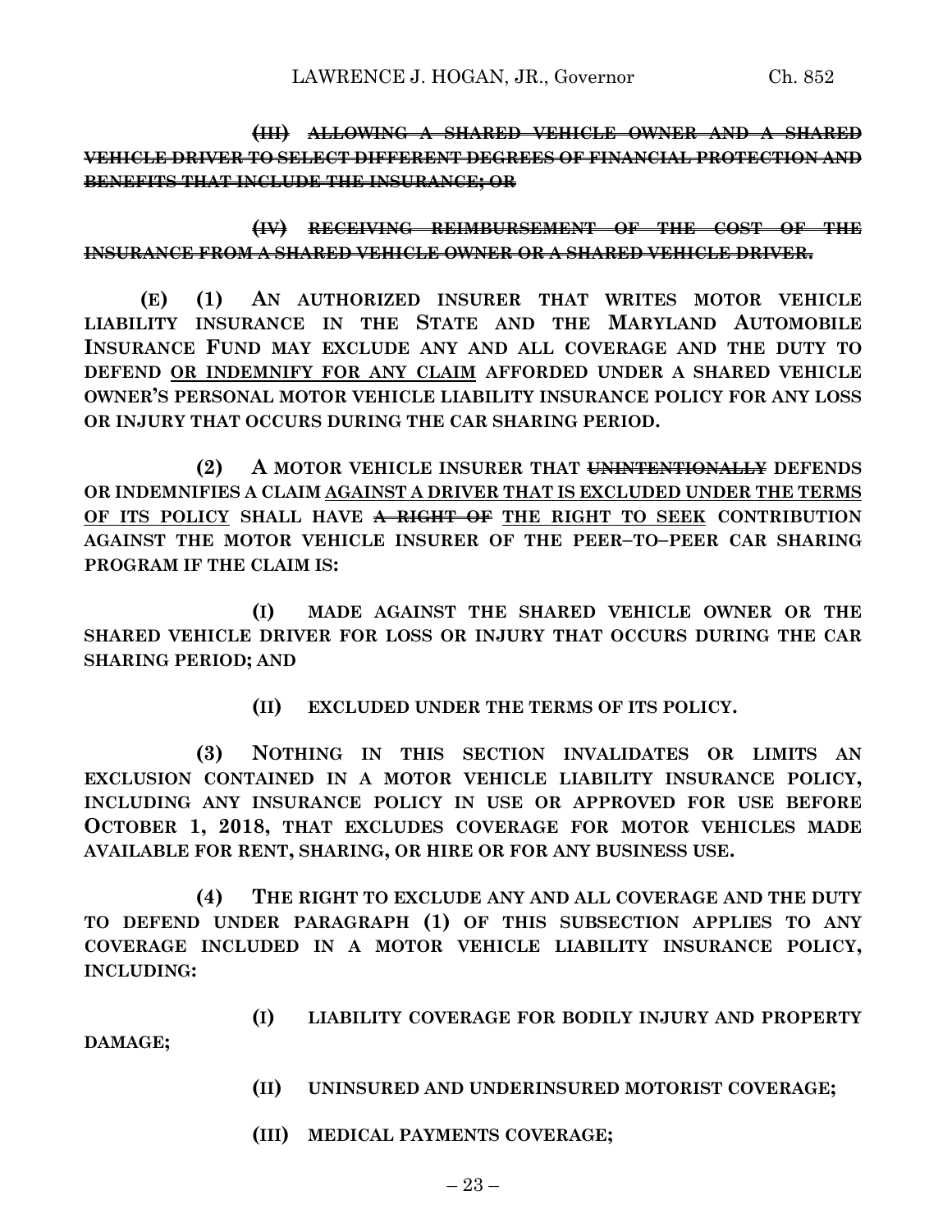**~~(III) ALLOWING A SHARED VEHICLE OWNER AND A SHARED VEHICLE DRIVER TO SELECT DIFFERENT DEGREES OF FINANCIAL PROTECTION AND BENEFITS THAT INCLUDE THE INSURANCE; OR~~**

**~~(IV) RECEIVING REIMBURSEMENT OF THE COST OF THE INSURANCE FROM A SHARED VEHICLE OWNER OR A SHARED VEHICLE DRIVER.~~**

**(E) (1) AN AUTHORIZED INSURER THAT WRITES MOTOR VEHICLE LIABILITY INSURANCE IN THE STATE AND THE MARYLAND AUTOMOBILE INSURANCE FUND MAY EXCLUDE ANY AND ALL COVERAGE AND THE DUTY TO DEFEND <u>OR INDEMNIFY FOR ANY CLAIM</u> AFFORDED UNDER A SHARED VEHICLE OWNER'S PERSONAL MOTOR VEHICLE LIABILITY INSURANCE POLICY FOR ANY LOSS OR INJURY THAT OCCURS DURING THE CAR SHARING PERIOD.**

**(2) A MOTOR VEHICLE INSURER THAT ~~UNINTENTIONALLY~~ DEFENDS OR INDEMNIFIES A CLAIM <u>AGAINST A DRIVER THAT IS EXCLUDED UNDER THE TERMS OF ITS POLICY</u> SHALL HAVE ~~A RIGHT OF~~ <u>THE RIGHT TO SEEK</u> CONTRIBUTION AGAINST THE MOTOR VEHICLE INSURER OF THE PEER–TO–PEER CAR SHARING PROGRAM IF THE CLAIM IS:**

**(I) MADE AGAINST THE SHARED VEHICLE OWNER OR THE SHARED VEHICLE DRIVER FOR LOSS OR INJURY THAT OCCURS DURING THE CAR SHARING PERIOD; AND**

**(II) EXCLUDED UNDER THE TERMS OF ITS POLICY.**

**(3) NOTHING IN THIS SECTION INVALIDATES OR LIMITS AN EXCLUSION CONTAINED IN A MOTOR VEHICLE LIABILITY INSURANCE POLICY, INCLUDING ANY INSURANCE POLICY IN USE OR APPROVED FOR USE BEFORE OCTOBER 1, 2018, THAT EXCLUDES COVERAGE FOR MOTOR VEHICLES MADE AVAILABLE FOR RENT, SHARING, OR HIRE OR FOR ANY BUSINESS USE.**

**(4) THE RIGHT TO EXCLUDE ANY AND ALL COVERAGE AND THE DUTY TO DEFEND UNDER PARAGRAPH (1) OF THIS SUBSECTION APPLIES TO ANY COVERAGE INCLUDED IN A MOTOR VEHICLE LIABILITY INSURANCE POLICY, INCLUDING:**

**(I) LIABILITY COVERAGE FOR BODILY INJURY AND PROPERTY DAMAGE;**

**(II) UNINSURED AND UNDERINSURED MOTORIST COVERAGE;**

**(III) MEDICAL PAYMENTS COVERAGE;**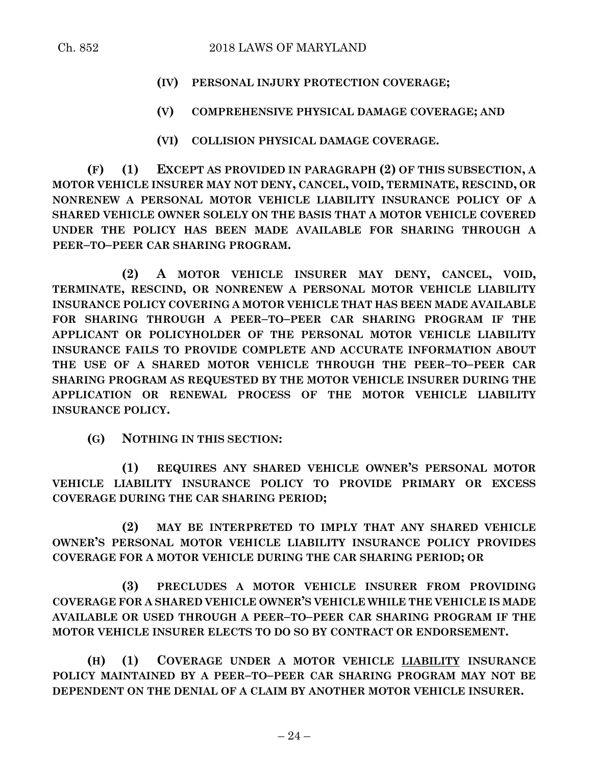**(IV) PERSONAL INJURY PROTECTION COVERAGE;**

**(V) COMPREHENSIVE PHYSICAL DAMAGE COVERAGE; AND**

**(VI) COLLISION PHYSICAL DAMAGE COVERAGE.**

**(F) (1) EXCEPT AS PROVIDED IN PARAGRAPH (2) OF THIS SUBSECTION, A MOTOR VEHICLE INSURER MAY NOT DENY, CANCEL, VOID, TERMINATE, RESCIND, OR NONRENEW A PERSONAL MOTOR VEHICLE LIABILITY INSURANCE POLICY OF A SHARED VEHICLE OWNER SOLELY ON THE BASIS THAT A MOTOR VEHICLE COVERED UNDER THE POLICY HAS BEEN MADE AVAILABLE FOR SHARING THROUGH A PEER–TO–PEER CAR SHARING PROGRAM.**

**(2) A MOTOR VEHICLE INSURER MAY DENY, CANCEL, VOID, TERMINATE, RESCIND, OR NONRENEW A PERSONAL MOTOR VEHICLE LIABILITY INSURANCE POLICY COVERING A MOTOR VEHICLE THAT HAS BEEN MADE AVAILABLE FOR SHARING THROUGH A PEER–TO–PEER CAR SHARING PROGRAM IF THE APPLICANT OR POLICYHOLDER OF THE PERSONAL MOTOR VEHICLE LIABILITY INSURANCE FAILS TO PROVIDE COMPLETE AND ACCURATE INFORMATION ABOUT THE USE OF A SHARED MOTOR VEHICLE THROUGH THE PEER–TO–PEER CAR SHARING PROGRAM AS REQUESTED BY THE MOTOR VEHICLE INSURER DURING THE APPLICATION OR RENEWAL PROCESS OF THE MOTOR VEHICLE LIABILITY INSURANCE POLICY.**

**(G) NOTHING IN THIS SECTION:**

**(1) REQUIRES ANY SHARED VEHICLE OWNER'S PERSONAL MOTOR VEHICLE LIABILITY INSURANCE POLICY TO PROVIDE PRIMARY OR EXCESS COVERAGE DURING THE CAR SHARING PERIOD;**

**(2) MAY BE INTERPRETED TO IMPLY THAT ANY SHARED VEHICLE OWNER'S PERSONAL MOTOR VEHICLE LIABILITY INSURANCE POLICY PROVIDES COVERAGE FOR A MOTOR VEHICLE DURING THE CAR SHARING PERIOD; OR**

**(3) PRECLUDES A MOTOR VEHICLE INSURER FROM PROVIDING COVERAGE FOR A SHARED VEHICLE OWNER'S VEHICLE WHILE THE VEHICLE IS MADE AVAILABLE OR USED THROUGH A PEER–TO–PEER CAR SHARING PROGRAM IF THE MOTOR VEHICLE INSURER ELECTS TO DO SO BY CONTRACT OR ENDORSEMENT.**

**(H) (1) COVERAGE UNDER A MOTOR VEHICLE <u>LIABILITY</u> INSURANCE POLICY MAINTAINED BY A PEER–TO–PEER CAR SHARING PROGRAM MAY NOT BE DEPENDENT ON THE DENIAL OF A CLAIM BY ANOTHER MOTOR VEHICLE INSURER.**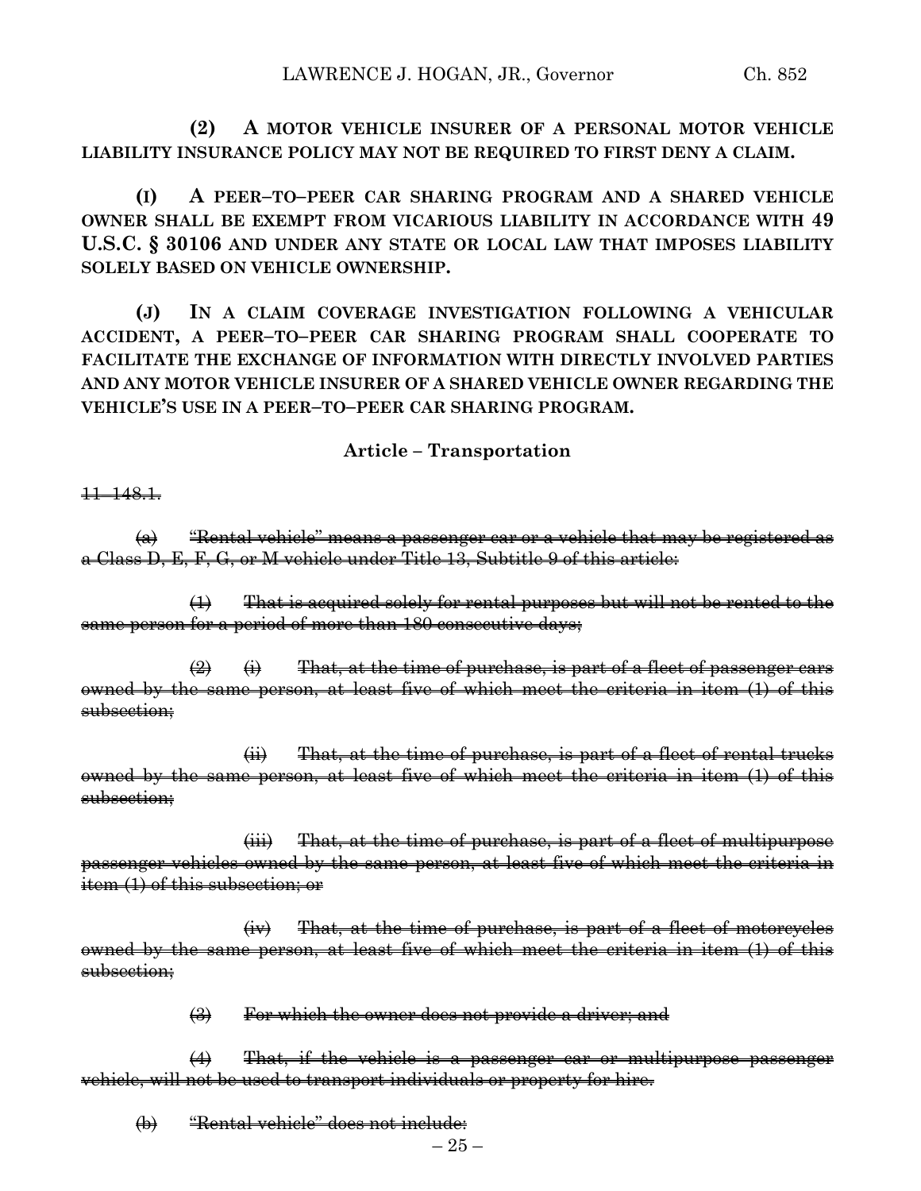**(2) A MOTOR VEHICLE INSURER OF A PERSONAL MOTOR VEHICLE LIABILITY INSURANCE POLICY MAY NOT BE REQUIRED TO FIRST DENY A CLAIM.**

**(I) A PEER–TO–PEER CAR SHARING PROGRAM AND A SHARED VEHICLE OWNER SHALL BE EXEMPT FROM VICARIOUS LIABILITY IN ACCORDANCE WITH 49 U.S.C. § 30106 AND UNDER ANY STATE OR LOCAL LAW THAT IMPOSES LIABILITY SOLELY BASED ON VEHICLE OWNERSHIP.**

**(J) IN A CLAIM COVERAGE INVESTIGATION FOLLOWING A VEHICULAR ACCIDENT, A PEER–TO–PEER CAR SHARING PROGRAM SHALL COOPERATE TO FACILITATE THE EXCHANGE OF INFORMATION WITH DIRECTLY INVOLVED PARTIES AND ANY MOTOR VEHICLE INSURER OF A SHARED VEHICLE OWNER REGARDING THE VEHICLE'S USE IN A PEER–TO–PEER CAR SHARING PROGRAM.**

**Article – Transportation**

~~11–148.1.~~

~~(a) "Rental vehicle" means a passenger car or a vehicle that may be registered as a Class D, E, F, G, or M vehicle under Title 13, Subtitle 9 of this article:~~

~~(1) That is acquired solely for rental purposes but will not be rented to the same person for a period of more than 180 consecutive days;~~

~~(2) (i) That, at the time of purchase, is part of a fleet of passenger cars owned by the same person, at least five of which meet the criteria in item (1) of this subsection;~~

~~(ii) That, at the time of purchase, is part of a fleet of rental trucks owned by the same person, at least five of which meet the criteria in item (1) of this subsection;~~

~~(iii) That, at the time of purchase, is part of a fleet of multipurpose passenger vehicles owned by the same person, at least five of which meet the criteria in item (1) of this subsection; or~~

~~(iv) That, at the time of purchase, is part of a fleet of motorcycles owned by the same person, at least five of which meet the criteria in item (1) of this subsection;~~

~~(3) For which the owner does not provide a driver; and~~

~~(4) That, if the vehicle is a passenger car or multipurpose passenger vehicle, will not be used to transport individuals or property for hire.~~

~~(b) "Rental vehicle" does not include:~~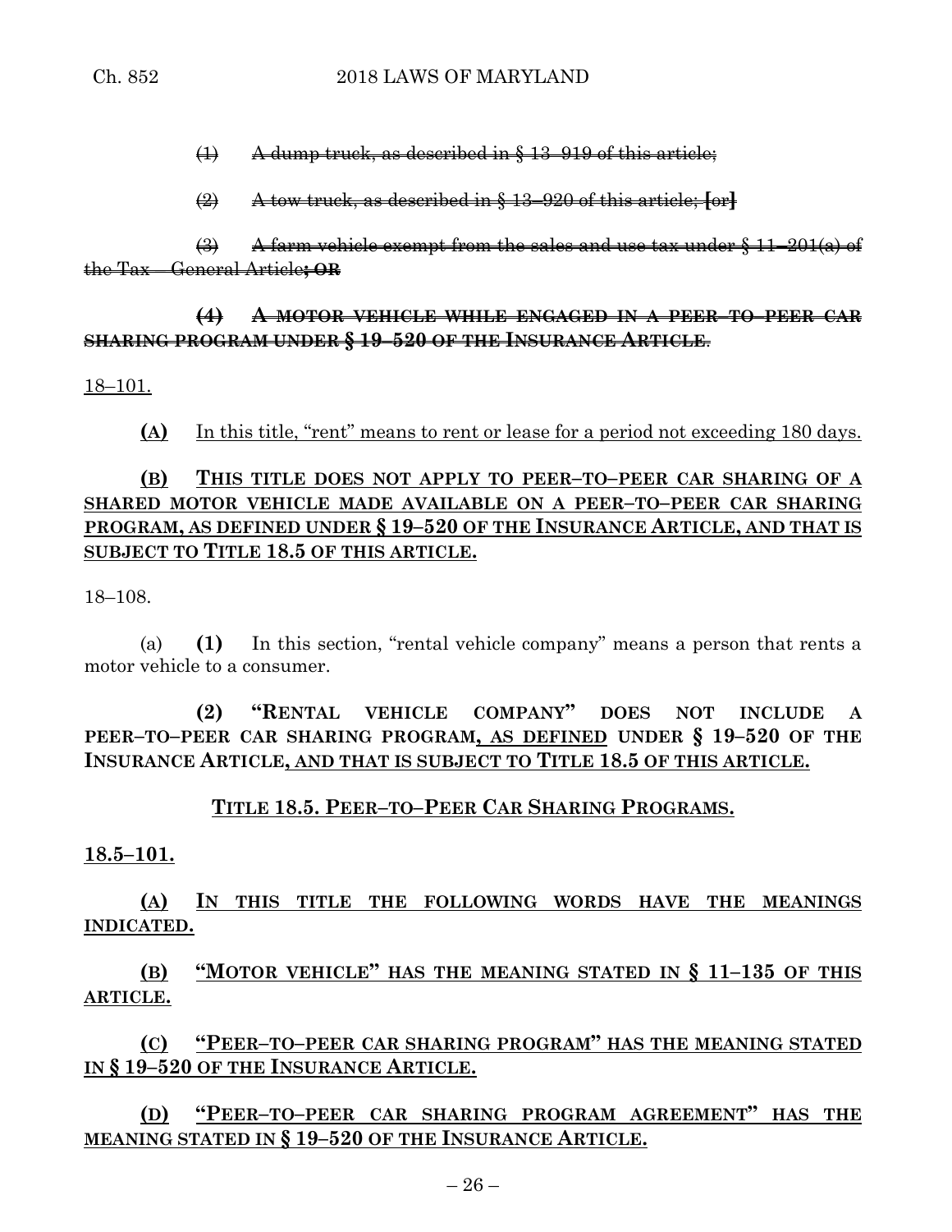~~(1) A dump truck, as described in § 13–919 of this article;~~

~~(2) A tow truck, as described in § 13–920 of this article; **[**or**]**~~

~~(3) A farm vehicle exempt from the sales and use tax under § 11–201(a) of the Tax – General Article**; OR**~~

~~**(4) A MOTOR VEHICLE WHILE ENGAGED IN A PEER–TO–PEER CAR SHARING PROGRAM UNDER § 19–520 OF THE INSURANCE ARTICLE**.~~

<u>18–101.</u>

<u>**(A)**</u> <u>In this title, "rent" means to rent or lease for a period not exceeding 180 days.</u>

<u>**(B) THIS TITLE DOES NOT APPLY TO PEER–TO–PEER CAR SHARING OF A SHARED MOTOR VEHICLE MADE AVAILABLE ON A PEER–TO–PEER CAR SHARING PROGRAM, AS DEFINED UNDER § 19–520 OF THE INSURANCE ARTICLE, AND THAT IS SUBJECT TO TITLE 18.5 OF THIS ARTICLE.**</u>

18–108.

(a) **(1)** In this section, "rental vehicle company" means a person that rents a motor vehicle to a consumer.

**(2) "RENTAL VEHICLE COMPANY" DOES NOT INCLUDE A PEER–TO–PEER CAR SHARING PROGRAM<u>, AS DEFINED</u> UNDER § 19–520 OF THE INSURANCE ARTICLE<u>, AND THAT IS SUBJECT TO TITLE 18.5 OF THIS ARTICLE.</u>**

<u>**TITLE 18.5. PEER–TO–PEER CAR SHARING PROGRAMS.**</u>

<u>**18.5–101.**</u>

<u>**(A) IN THIS TITLE THE FOLLOWING WORDS HAVE THE MEANINGS INDICATED.**</u>

<u>**(B) "MOTOR VEHICLE" HAS THE MEANING STATED IN § 11–135 OF THIS ARTICLE.**</u>

<u>**(C) "PEER–TO–PEER CAR SHARING PROGRAM" HAS THE MEANING STATED IN § 19–520 OF THE INSURANCE ARTICLE.**</u>

<u>**(D) "PEER–TO–PEER CAR SHARING PROGRAM AGREEMENT" HAS THE MEANING STATED IN § 19–520 OF THE INSURANCE ARTICLE.**</u>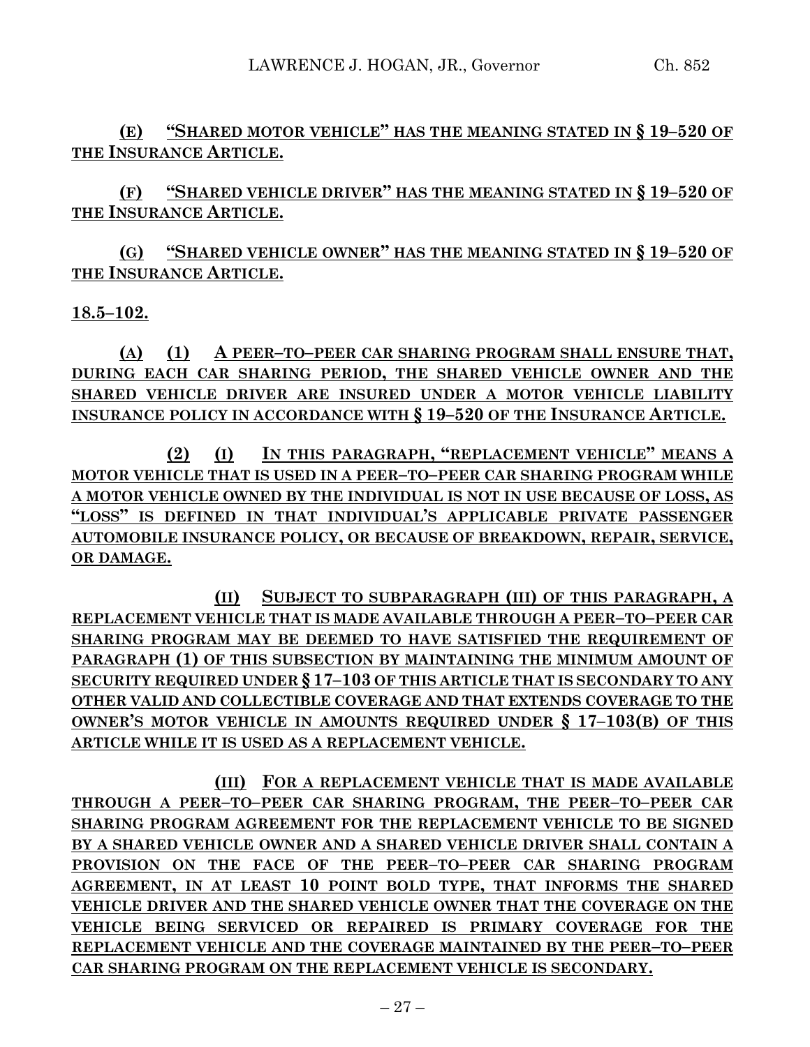**(E) "SHARED MOTOR VEHICLE" HAS THE MEANING STATED IN § 19–520 OF THE INSURANCE ARTICLE.**

**(F) "SHARED VEHICLE DRIVER" HAS THE MEANING STATED IN § 19–520 OF THE INSURANCE ARTICLE.**

**(G) "SHARED VEHICLE OWNER" HAS THE MEANING STATED IN § 19–520 OF THE INSURANCE ARTICLE.**

**18.5–102.**

**(A) (1) A PEER–TO–PEER CAR SHARING PROGRAM SHALL ENSURE THAT, DURING EACH CAR SHARING PERIOD, THE SHARED VEHICLE OWNER AND THE SHARED VEHICLE DRIVER ARE INSURED UNDER A MOTOR VEHICLE LIABILITY INSURANCE POLICY IN ACCORDANCE WITH § 19–520 OF THE INSURANCE ARTICLE.**

**(2) (I) IN THIS PARAGRAPH, "REPLACEMENT VEHICLE" MEANS A MOTOR VEHICLE THAT IS USED IN A PEER–TO–PEER CAR SHARING PROGRAM WHILE A MOTOR VEHICLE OWNED BY THE INDIVIDUAL IS NOT IN USE BECAUSE OF LOSS, AS "LOSS" IS DEFINED IN THAT INDIVIDUAL'S APPLICABLE PRIVATE PASSENGER AUTOMOBILE INSURANCE POLICY, OR BECAUSE OF BREAKDOWN, REPAIR, SERVICE, OR DAMAGE.**

**(II) SUBJECT TO SUBPARAGRAPH (III) OF THIS PARAGRAPH, A REPLACEMENT VEHICLE THAT IS MADE AVAILABLE THROUGH A PEER–TO–PEER CAR SHARING PROGRAM MAY BE DEEMED TO HAVE SATISFIED THE REQUIREMENT OF PARAGRAPH (1) OF THIS SUBSECTION BY MAINTAINING THE MINIMUM AMOUNT OF SECURITY REQUIRED UNDER § 17–103 OF THIS ARTICLE THAT IS SECONDARY TO ANY OTHER VALID AND COLLECTIBLE COVERAGE AND THAT EXTENDS COVERAGE TO THE OWNER'S MOTOR VEHICLE IN AMOUNTS REQUIRED UNDER § 17–103(B) OF THIS ARTICLE WHILE IT IS USED AS A REPLACEMENT VEHICLE.**

**(III) FOR A REPLACEMENT VEHICLE THAT IS MADE AVAILABLE THROUGH A PEER–TO–PEER CAR SHARING PROGRAM, THE PEER–TO–PEER CAR SHARING PROGRAM AGREEMENT FOR THE REPLACEMENT VEHICLE TO BE SIGNED BY A SHARED VEHICLE OWNER AND A SHARED VEHICLE DRIVER SHALL CONTAIN A PROVISION ON THE FACE OF THE PEER–TO–PEER CAR SHARING PROGRAM AGREEMENT, IN AT LEAST 10 POINT BOLD TYPE, THAT INFORMS THE SHARED VEHICLE DRIVER AND THE SHARED VEHICLE OWNER THAT THE COVERAGE ON THE VEHICLE BEING SERVICED OR REPAIRED IS PRIMARY COVERAGE FOR THE REPLACEMENT VEHICLE AND THE COVERAGE MAINTAINED BY THE PEER–TO–PEER CAR SHARING PROGRAM ON THE REPLACEMENT VEHICLE IS SECONDARY.**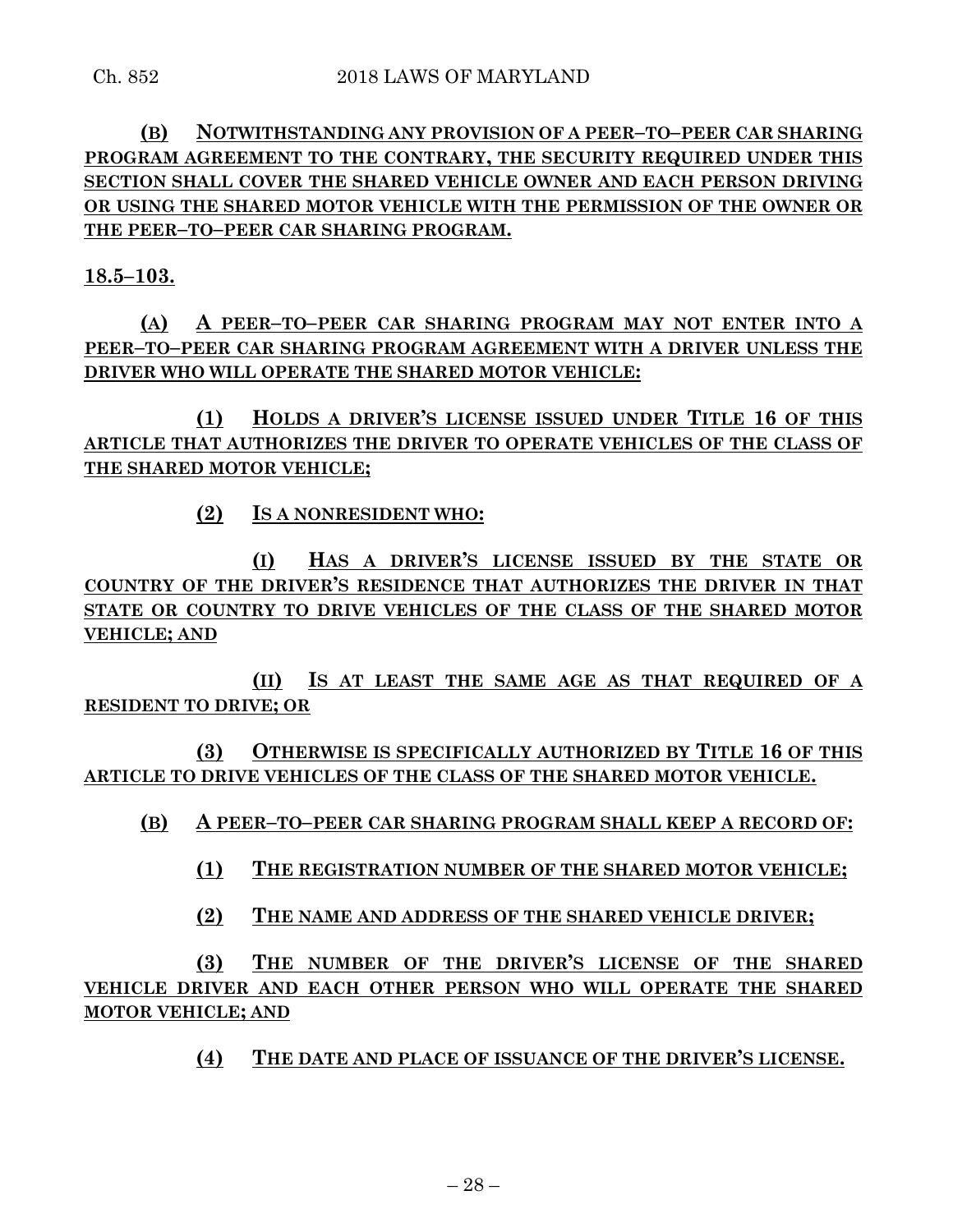**(B) NOTWITHSTANDING ANY PROVISION OF A PEER–TO–PEER CAR SHARING PROGRAM AGREEMENT TO THE CONTRARY, THE SECURITY REQUIRED UNDER THIS SECTION SHALL COVER THE SHARED VEHICLE OWNER AND EACH PERSON DRIVING OR USING THE SHARED MOTOR VEHICLE WITH THE PERMISSION OF THE OWNER OR THE PEER–TO–PEER CAR SHARING PROGRAM.**

**18.5–103.**

**(A) A PEER–TO–PEER CAR SHARING PROGRAM MAY NOT ENTER INTO A PEER–TO–PEER CAR SHARING PROGRAM AGREEMENT WITH A DRIVER UNLESS THE DRIVER WHO WILL OPERATE THE SHARED MOTOR VEHICLE:**

**(1) HOLDS A DRIVER'S LICENSE ISSUED UNDER TITLE 16 OF THIS ARTICLE THAT AUTHORIZES THE DRIVER TO OPERATE VEHICLES OF THE CLASS OF THE SHARED MOTOR VEHICLE;**

**(2) IS A NONRESIDENT WHO:**

**(I) HAS A DRIVER'S LICENSE ISSUED BY THE STATE OR COUNTRY OF THE DRIVER'S RESIDENCE THAT AUTHORIZES THE DRIVER IN THAT STATE OR COUNTRY TO DRIVE VEHICLES OF THE CLASS OF THE SHARED MOTOR VEHICLE; AND**

**(II) IS AT LEAST THE SAME AGE AS THAT REQUIRED OF A RESIDENT TO DRIVE; OR**

**(3) OTHERWISE IS SPECIFICALLY AUTHORIZED BY TITLE 16 OF THIS ARTICLE TO DRIVE VEHICLES OF THE CLASS OF THE SHARED MOTOR VEHICLE.**

**(B) A PEER–TO–PEER CAR SHARING PROGRAM SHALL KEEP A RECORD OF:**

**(1) THE REGISTRATION NUMBER OF THE SHARED MOTOR VEHICLE;**

**(2) THE NAME AND ADDRESS OF THE SHARED VEHICLE DRIVER;**

**(3) THE NUMBER OF THE DRIVER'S LICENSE OF THE SHARED VEHICLE DRIVER AND EACH OTHER PERSON WHO WILL OPERATE THE SHARED MOTOR VEHICLE; AND**

**(4) THE DATE AND PLACE OF ISSUANCE OF THE DRIVER'S LICENSE.**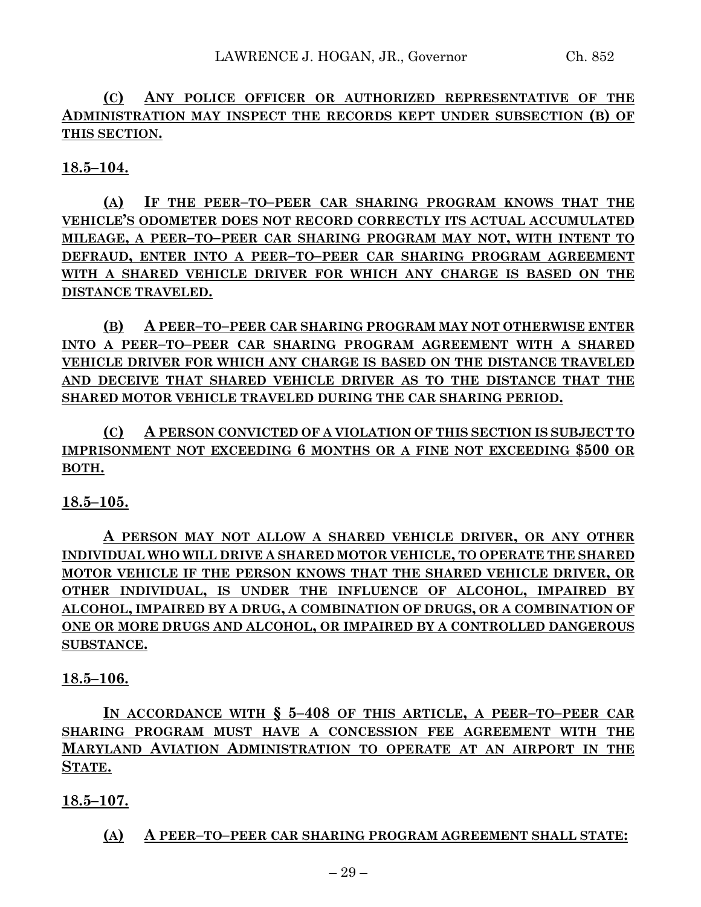**(C) ANY POLICE OFFICER OR AUTHORIZED REPRESENTATIVE OF THE ADMINISTRATION MAY INSPECT THE RECORDS KEPT UNDER SUBSECTION (B) OF THIS SECTION.**

**18.5–104.**

**(A) IF THE PEER–TO–PEER CAR SHARING PROGRAM KNOWS THAT THE VEHICLE'S ODOMETER DOES NOT RECORD CORRECTLY ITS ACTUAL ACCUMULATED MILEAGE, A PEER–TO–PEER CAR SHARING PROGRAM MAY NOT, WITH INTENT TO DEFRAUD, ENTER INTO A PEER–TO–PEER CAR SHARING PROGRAM AGREEMENT WITH A SHARED VEHICLE DRIVER FOR WHICH ANY CHARGE IS BASED ON THE DISTANCE TRAVELED.**

**(B) A PEER–TO–PEER CAR SHARING PROGRAM MAY NOT OTHERWISE ENTER INTO A PEER–TO–PEER CAR SHARING PROGRAM AGREEMENT WITH A SHARED VEHICLE DRIVER FOR WHICH ANY CHARGE IS BASED ON THE DISTANCE TRAVELED AND DECEIVE THAT SHARED VEHICLE DRIVER AS TO THE DISTANCE THAT THE SHARED MOTOR VEHICLE TRAVELED DURING THE CAR SHARING PERIOD.**

**(C) A PERSON CONVICTED OF A VIOLATION OF THIS SECTION IS SUBJECT TO IMPRISONMENT NOT EXCEEDING 6 MONTHS OR A FINE NOT EXCEEDING $500 OR BOTH.**

**18.5–105.**

**A PERSON MAY NOT ALLOW A SHARED VEHICLE DRIVER, OR ANY OTHER INDIVIDUAL WHO WILL DRIVE A SHARED MOTOR VEHICLE, TO OPERATE THE SHARED MOTOR VEHICLE IF THE PERSON KNOWS THAT THE SHARED VEHICLE DRIVER, OR OTHER INDIVIDUAL, IS UNDER THE INFLUENCE OF ALCOHOL, IMPAIRED BY ALCOHOL, IMPAIRED BY A DRUG, A COMBINATION OF DRUGS, OR A COMBINATION OF ONE OR MORE DRUGS AND ALCOHOL, OR IMPAIRED BY A CONTROLLED DANGEROUS SUBSTANCE.**

**18.5–106.**

**IN ACCORDANCE WITH § 5–408 OF THIS ARTICLE, A PEER–TO–PEER CAR SHARING PROGRAM MUST HAVE A CONCESSION FEE AGREEMENT WITH THE MARYLAND AVIATION ADMINISTRATION TO OPERATE AT AN AIRPORT IN THE STATE.**

**18.5–107.**

**(A) A PEER–TO–PEER CAR SHARING PROGRAM AGREEMENT SHALL STATE:**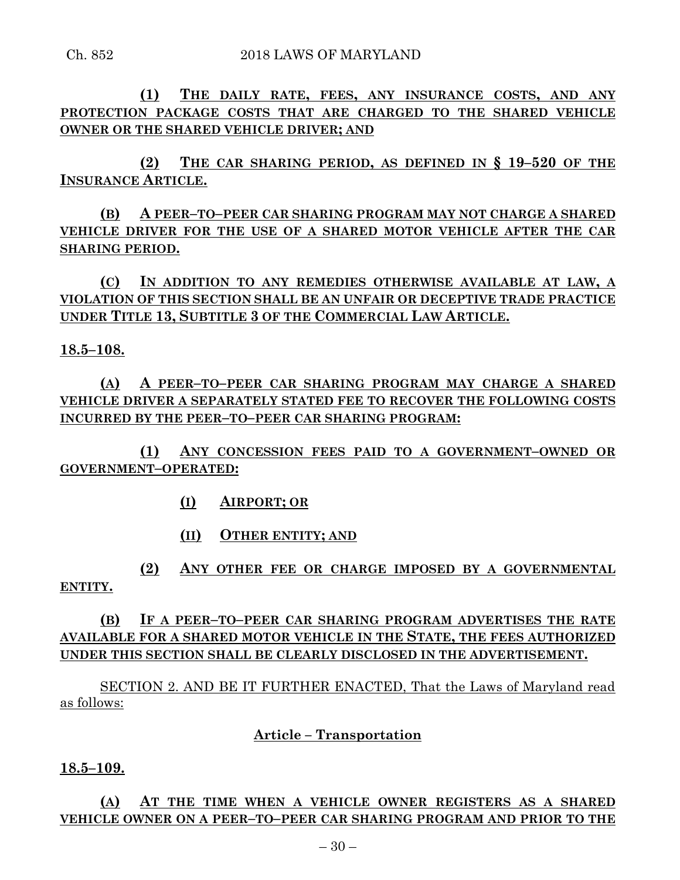**(1) THE DAILY RATE, FEES, ANY INSURANCE COSTS, AND ANY PROTECTION PACKAGE COSTS THAT ARE CHARGED TO THE SHARED VEHICLE OWNER OR THE SHARED VEHICLE DRIVER; AND**

**(2) THE CAR SHARING PERIOD, AS DEFINED IN § 19–520 OF THE INSURANCE ARTICLE.**

**(B) A PEER–TO–PEER CAR SHARING PROGRAM MAY NOT CHARGE A SHARED VEHICLE DRIVER FOR THE USE OF A SHARED MOTOR VEHICLE AFTER THE CAR SHARING PERIOD.**

**(C) IN ADDITION TO ANY REMEDIES OTHERWISE AVAILABLE AT LAW, A VIOLATION OF THIS SECTION SHALL BE AN UNFAIR OR DECEPTIVE TRADE PRACTICE UNDER TITLE 13, SUBTITLE 3 OF THE COMMERCIAL LAW ARTICLE.**

**18.5–108.**

**(A) A PEER–TO–PEER CAR SHARING PROGRAM MAY CHARGE A SHARED VEHICLE DRIVER A SEPARATELY STATED FEE TO RECOVER THE FOLLOWING COSTS INCURRED BY THE PEER–TO–PEER CAR SHARING PROGRAM:**

**(1) ANY CONCESSION FEES PAID TO A GOVERNMENT–OWNED OR GOVERNMENT–OPERATED:**

**(I) AIRPORT; OR**

**(II) OTHER ENTITY; AND**

**(2) ANY OTHER FEE OR CHARGE IMPOSED BY A GOVERNMENTAL ENTITY.**

**(B) IF A PEER–TO–PEER CAR SHARING PROGRAM ADVERTISES THE RATE AVAILABLE FOR A SHARED MOTOR VEHICLE IN THE STATE, THE FEES AUTHORIZED UNDER THIS SECTION SHALL BE CLEARLY DISCLOSED IN THE ADVERTISEMENT.**

SECTION 2. AND BE IT FURTHER ENACTED, That the Laws of Maryland read as follows:

**Article – Transportation**

**18.5–109.**

**(A) AT THE TIME WHEN A VEHICLE OWNER REGISTERS AS A SHARED VEHICLE OWNER ON A PEER–TO–PEER CAR SHARING PROGRAM AND PRIOR TO THE**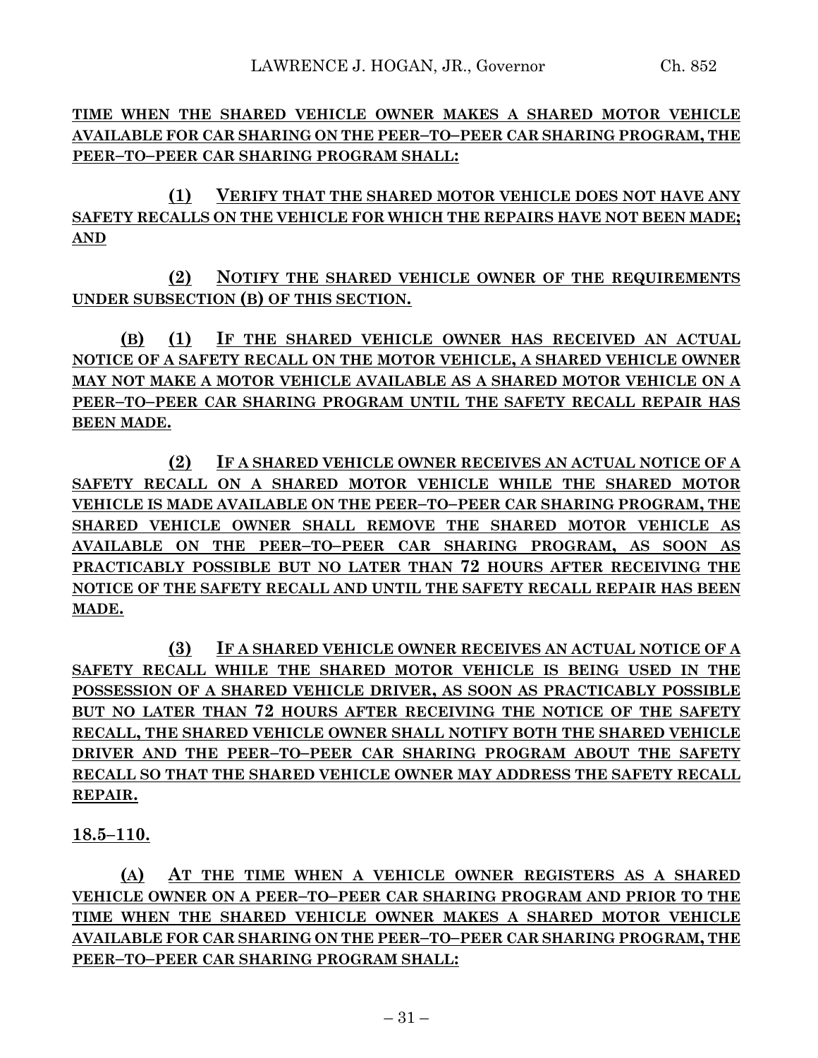**<u>TIME WHEN THE SHARED VEHICLE OWNER MAKES A SHARED MOTOR VEHICLE AVAILABLE FOR CAR SHARING ON THE PEER–TO–PEER CAR SHARING PROGRAM, THE PEER–TO–PEER CAR SHARING PROGRAM SHALL:</u>**

**<u>(1) VERIFY THAT THE SHARED MOTOR VEHICLE DOES NOT HAVE ANY SAFETY RECALLS ON THE VEHICLE FOR WHICH THE REPAIRS HAVE NOT BEEN MADE; AND</u>**

**<u>(2) NOTIFY THE SHARED VEHICLE OWNER OF THE REQUIREMENTS UNDER SUBSECTION (B) OF THIS SECTION.</u>**

**<u>(B) (1) IF THE SHARED VEHICLE OWNER HAS RECEIVED AN ACTUAL NOTICE OF A SAFETY RECALL ON THE MOTOR VEHICLE, A SHARED VEHICLE OWNER MAY NOT MAKE A MOTOR VEHICLE AVAILABLE AS A SHARED MOTOR VEHICLE ON A PEER–TO–PEER CAR SHARING PROGRAM UNTIL THE SAFETY RECALL REPAIR HAS BEEN MADE.</u>**

**<u>(2) IF A SHARED VEHICLE OWNER RECEIVES AN ACTUAL NOTICE OF A SAFETY RECALL ON A SHARED MOTOR VEHICLE WHILE THE SHARED MOTOR VEHICLE IS MADE AVAILABLE ON THE PEER–TO–PEER CAR SHARING PROGRAM, THE SHARED VEHICLE OWNER SHALL REMOVE THE SHARED MOTOR VEHICLE AS AVAILABLE ON THE PEER–TO–PEER CAR SHARING PROGRAM, AS SOON AS PRACTICABLY POSSIBLE BUT NO LATER THAN 72 HOURS AFTER RECEIVING THE NOTICE OF THE SAFETY RECALL AND UNTIL THE SAFETY RECALL REPAIR HAS BEEN MADE.</u>**

**<u>(3) IF A SHARED VEHICLE OWNER RECEIVES AN ACTUAL NOTICE OF A SAFETY RECALL WHILE THE SHARED MOTOR VEHICLE IS BEING USED IN THE POSSESSION OF A SHARED VEHICLE DRIVER, AS SOON AS PRACTICABLY POSSIBLE BUT NO LATER THAN 72 HOURS AFTER RECEIVING THE NOTICE OF THE SAFETY RECALL, THE SHARED VEHICLE OWNER SHALL NOTIFY BOTH THE SHARED VEHICLE DRIVER AND THE PEER–TO–PEER CAR SHARING PROGRAM ABOUT THE SAFETY RECALL SO THAT THE SHARED VEHICLE OWNER MAY ADDRESS THE SAFETY RECALL REPAIR.</u>**

**<u>18.5–110.</u>**

**<u>(A) AT THE TIME WHEN A VEHICLE OWNER REGISTERS AS A SHARED VEHICLE OWNER ON A PEER–TO–PEER CAR SHARING PROGRAM AND PRIOR TO THE TIME WHEN THE SHARED VEHICLE OWNER MAKES A SHARED MOTOR VEHICLE AVAILABLE FOR CAR SHARING ON THE PEER–TO–PEER CAR SHARING PROGRAM, THE PEER–TO–PEER CAR SHARING PROGRAM SHALL:</u>**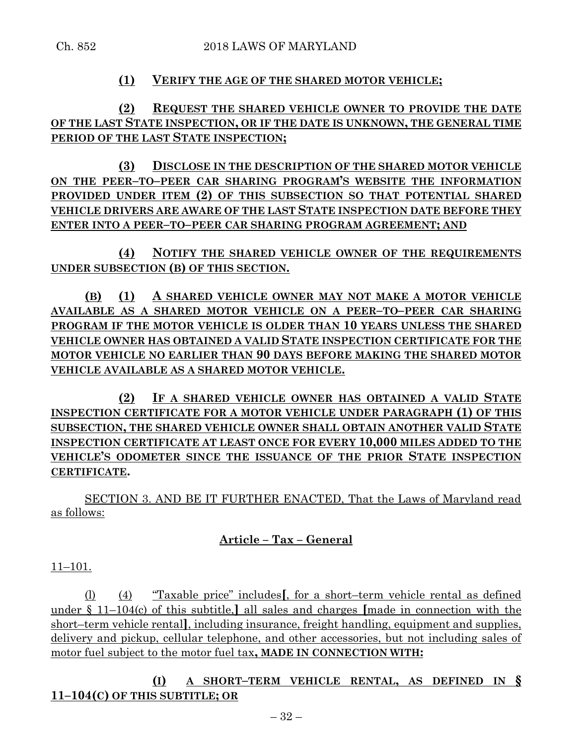**(1) VERIFY THE AGE OF THE SHARED MOTOR VEHICLE;**

**(2) REQUEST THE SHARED VEHICLE OWNER TO PROVIDE THE DATE OF THE LAST STATE INSPECTION, OR IF THE DATE IS UNKNOWN, THE GENERAL TIME PERIOD OF THE LAST STATE INSPECTION;**

**(3) DISCLOSE IN THE DESCRIPTION OF THE SHARED MOTOR VEHICLE ON THE PEER–TO–PEER CAR SHARING PROGRAM'S WEBSITE THE INFORMATION PROVIDED UNDER ITEM (2) OF THIS SUBSECTION SO THAT POTENTIAL SHARED VEHICLE DRIVERS ARE AWARE OF THE LAST STATE INSPECTION DATE BEFORE THEY ENTER INTO A PEER–TO–PEER CAR SHARING PROGRAM AGREEMENT; AND**

**(4) NOTIFY THE SHARED VEHICLE OWNER OF THE REQUIREMENTS UNDER SUBSECTION (B) OF THIS SECTION.**

**(B) (1) A SHARED VEHICLE OWNER MAY NOT MAKE A MOTOR VEHICLE AVAILABLE AS A SHARED MOTOR VEHICLE ON A PEER–TO–PEER CAR SHARING PROGRAM IF THE MOTOR VEHICLE IS OLDER THAN 10 YEARS UNLESS THE SHARED VEHICLE OWNER HAS OBTAINED A VALID STATE INSPECTION CERTIFICATE FOR THE MOTOR VEHICLE NO EARLIER THAN 90 DAYS BEFORE MAKING THE SHARED MOTOR VEHICLE AVAILABLE AS A SHARED MOTOR VEHICLE.**

**(2) IF A SHARED VEHICLE OWNER HAS OBTAINED A VALID STATE INSPECTION CERTIFICATE FOR A MOTOR VEHICLE UNDER PARAGRAPH (1) OF THIS SUBSECTION, THE SHARED VEHICLE OWNER SHALL OBTAIN ANOTHER VALID STATE INSPECTION CERTIFICATE AT LEAST ONCE FOR EVERY 10,000 MILES ADDED TO THE VEHICLE'S ODOMETER SINCE THE ISSUANCE OF THE PRIOR STATE INSPECTION CERTIFICATE.**

SECTION 3. AND BE IT FURTHER ENACTED, That the Laws of Maryland read as follows:

**Article – Tax – General**

11–101.

(l) (4) "Taxable price" includes[, for a short–term vehicle rental as defined under § 11–104(c) of this subtitle,] all sales and charges [made in connection with the short–term vehicle rental], including insurance, freight handling, equipment and supplies, delivery and pickup, cellular telephone, and other accessories, but not including sales of motor fuel subject to the motor fuel tax**, MADE IN CONNECTION WITH:**

**(I) A SHORT–TERM VEHICLE RENTAL, AS DEFINED IN § 11–104(C) OF THIS SUBTITLE; OR**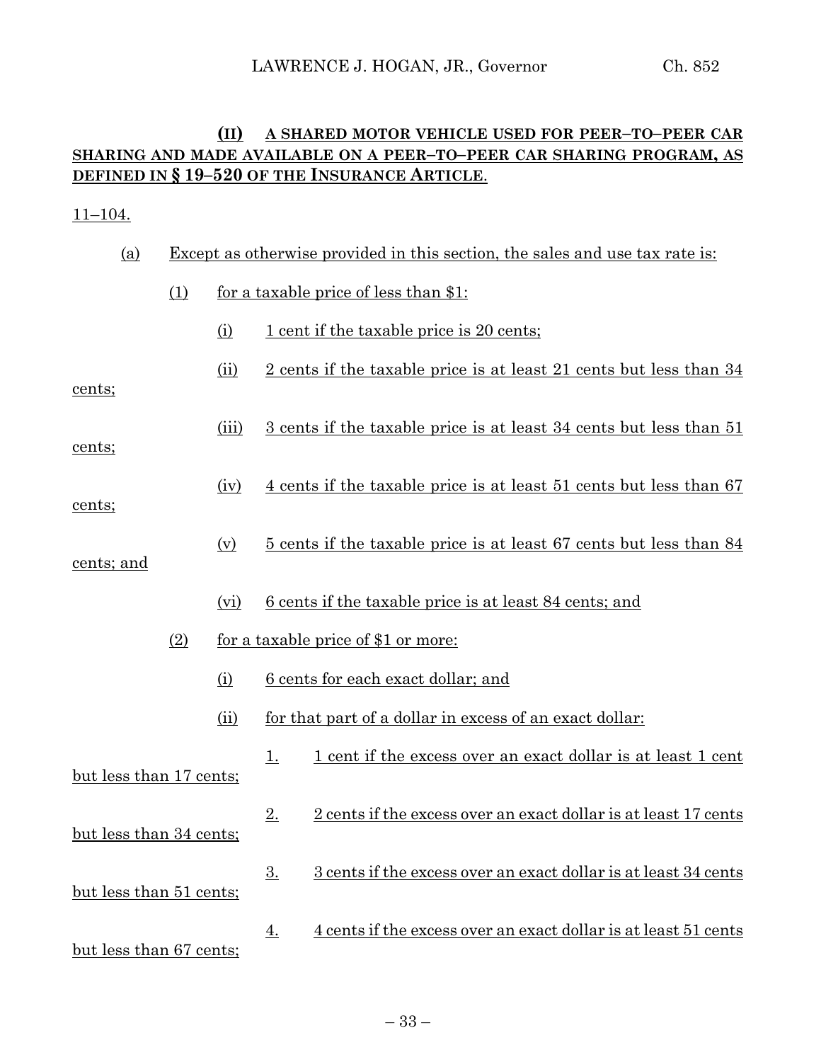**(II) A SHARED MOTOR VEHICLE USED FOR PEER–TO–PEER CAR SHARING AND MADE AVAILABLE ON A PEER–TO–PEER CAR SHARING PROGRAM, AS DEFINED IN § 19–520 OF THE INSURANCE ARTICLE.**

11–104.

(a) Except as otherwise provided in this section, the sales and use tax rate is:

(1) for a taxable price of less than $1:

(i) 1 cent if the taxable price is 20 cents;

(ii) 2 cents if the taxable price is at least 21 cents but less than 34 cents;

(iii) 3 cents if the taxable price is at least 34 cents but less than 51 cents;

(iv) 4 cents if the taxable price is at least 51 cents but less than 67 cents;

(v) 5 cents if the taxable price is at least 67 cents but less than 84 cents; and

(vi) 6 cents if the taxable price is at least 84 cents; and

(2) for a taxable price of $1 or more:

(i) 6 cents for each exact dollar; and

(ii) for that part of a dollar in excess of an exact dollar:

1. 1 cent if the excess over an exact dollar is at least 1 cent but less than 17 cents;

2. 2 cents if the excess over an exact dollar is at least 17 cents but less than 34 cents;

3. 3 cents if the excess over an exact dollar is at least 34 cents but less than 51 cents;

4. 4 cents if the excess over an exact dollar is at least 51 cents but less than 67 cents;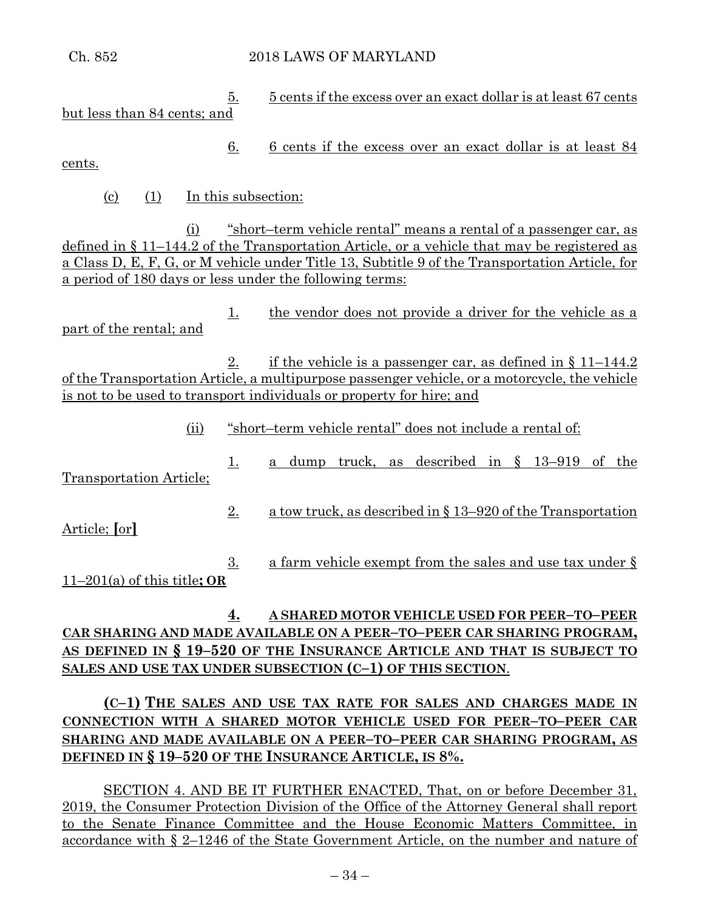5. 5 cents if the excess over an exact dollar is at least 67 cents but less than 84 cents; and

6. 6 cents if the excess over an exact dollar is at least 84 cents.

(c) (1) In this subsection:

(i) "short–term vehicle rental" means a rental of a passenger car, as defined in § 11–144.2 of the Transportation Article, or a vehicle that may be registered as a Class D, E, F, G, or M vehicle under Title 13, Subtitle 9 of the Transportation Article, for a period of 180 days or less under the following terms:

1. the vendor does not provide a driver for the vehicle as a part of the rental; and

2. if the vehicle is a passenger car, as defined in § 11–144.2 of the Transportation Article, a multipurpose passenger vehicle, or a motorcycle, the vehicle is not to be used to transport individuals or property for hire; and

(ii) "short–term vehicle rental" does not include a rental of:

1. a dump truck, as described in § 13–919 of the Transportation Article;

2. a tow truck, as described in § 13–920 of the Transportation Article; [or]

3. a farm vehicle exempt from the sales and use tax under § 11–201(a) of this title**; OR**

**4. A SHARED MOTOR VEHICLE USED FOR PEER–TO–PEER CAR SHARING AND MADE AVAILABLE ON A PEER–TO–PEER CAR SHARING PROGRAM, AS DEFINED IN § 19–520 OF THE INSURANCE ARTICLE AND THAT IS SUBJECT TO SALES AND USE TAX UNDER SUBSECTION (C–1) OF THIS SECTION**.

**(C–1) THE SALES AND USE TAX RATE FOR SALES AND CHARGES MADE IN CONNECTION WITH A SHARED MOTOR VEHICLE USED FOR PEER–TO–PEER CAR SHARING AND MADE AVAILABLE ON A PEER–TO–PEER CAR SHARING PROGRAM, AS DEFINED IN § 19–520 OF THE INSURANCE ARTICLE, IS 8%.**

SECTION 4. AND BE IT FURTHER ENACTED, That, on or before December 31, 2019, the Consumer Protection Division of the Office of the Attorney General shall report to the Senate Finance Committee and the House Economic Matters Committee, in accordance with § 2–1246 of the State Government Article, on the number and nature of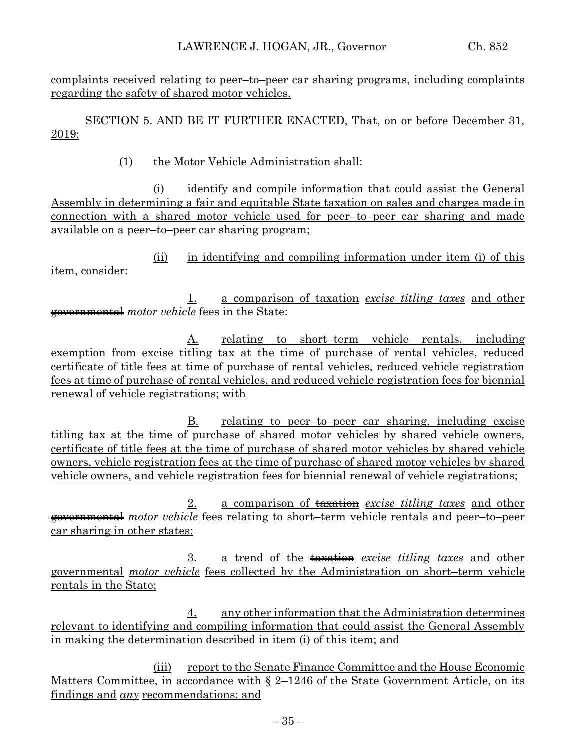complaints received relating to peer–to–peer car sharing programs, including complaints regarding the safety of shared motor vehicles.

SECTION 5. AND BE IT FURTHER ENACTED, That, on or before December 31, 2019:

(1) the Motor Vehicle Administration shall:

(i) identify and compile information that could assist the General Assembly in determining a fair and equitable State taxation on sales and charges made in connection with a shared motor vehicle used for peer–to–peer car sharing and made available on a peer–to–peer car sharing program;

(ii) in identifying and compiling information under item (i) of this item, consider:

1. a comparison of ~~taxation~~ *excise titling taxes* and other ~~governmental~~ *motor vehicle* fees in the State:

A. relating to short–term vehicle rentals, including exemption from excise titling tax at the time of purchase of rental vehicles, reduced certificate of title fees at time of purchase of rental vehicles, reduced vehicle registration fees at time of purchase of rental vehicles, and reduced vehicle registration fees for biennial renewal of vehicle registrations; with

B. relating to peer–to–peer car sharing, including excise titling tax at the time of purchase of shared motor vehicles by shared vehicle owners, certificate of title fees at the time of purchase of shared motor vehicles by shared vehicle owners, vehicle registration fees at the time of purchase of shared motor vehicles by shared vehicle owners, and vehicle registration fees for biennial renewal of vehicle registrations;

2. a comparison of ~~taxation~~ *excise titling taxes* and other ~~governmental~~ *motor vehicle* fees relating to short–term vehicle rentals and peer–to–peer car sharing in other states;

3. a trend of the ~~taxation~~ *excise titling taxes* and other ~~governmental~~ *motor vehicle* fees collected by the Administration on short–term vehicle rentals in the State;

4. any other information that the Administration determines relevant to identifying and compiling information that could assist the General Assembly in making the determination described in item (i) of this item; and

(iii) report to the Senate Finance Committee and the House Economic Matters Committee, in accordance with § 2–1246 of the State Government Article, on its findings and *any* recommendations; and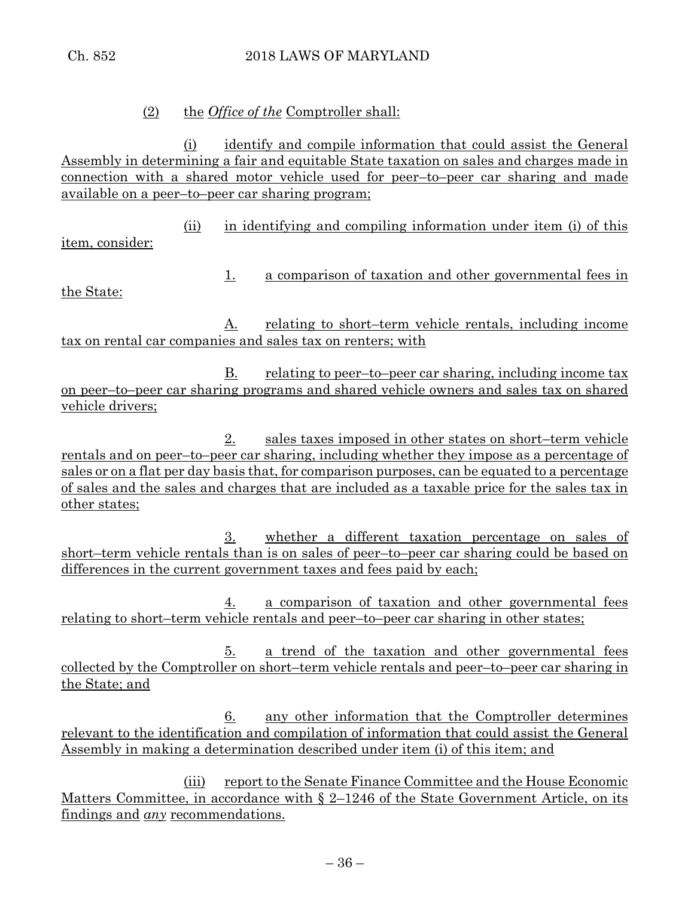(2) the *Office of the* Comptroller shall:

(i) identify and compile information that could assist the General Assembly in determining a fair and equitable State taxation on sales and charges made in connection with a shared motor vehicle used for peer–to–peer car sharing and made available on a peer–to–peer car sharing program;

(ii) in identifying and compiling information under item (i) of this item, consider:

1. a comparison of taxation and other governmental fees in the State:

A. relating to short–term vehicle rentals, including income tax on rental car companies and sales tax on renters; with

B. relating to peer–to–peer car sharing, including income tax on peer–to–peer car sharing programs and shared vehicle owners and sales tax on shared vehicle drivers;

2. sales taxes imposed in other states on short–term vehicle rentals and on peer–to–peer car sharing, including whether they impose as a percentage of sales or on a flat per day basis that, for comparison purposes, can be equated to a percentage of sales and the sales and charges that are included as a taxable price for the sales tax in other states;

3. whether a different taxation percentage on sales of short–term vehicle rentals than is on sales of peer–to–peer car sharing could be based on differences in the current government taxes and fees paid by each;

4. a comparison of taxation and other governmental fees relating to short–term vehicle rentals and peer–to–peer car sharing in other states;

5. a trend of the taxation and other governmental fees collected by the Comptroller on short–term vehicle rentals and peer–to–peer car sharing in the State; and

6. any other information that the Comptroller determines relevant to the identification and compilation of information that could assist the General Assembly in making a determination described under item (i) of this item; and

(iii) report to the Senate Finance Committee and the House Economic Matters Committee, in accordance with § 2–1246 of the State Government Article, on its findings and *any* recommendations.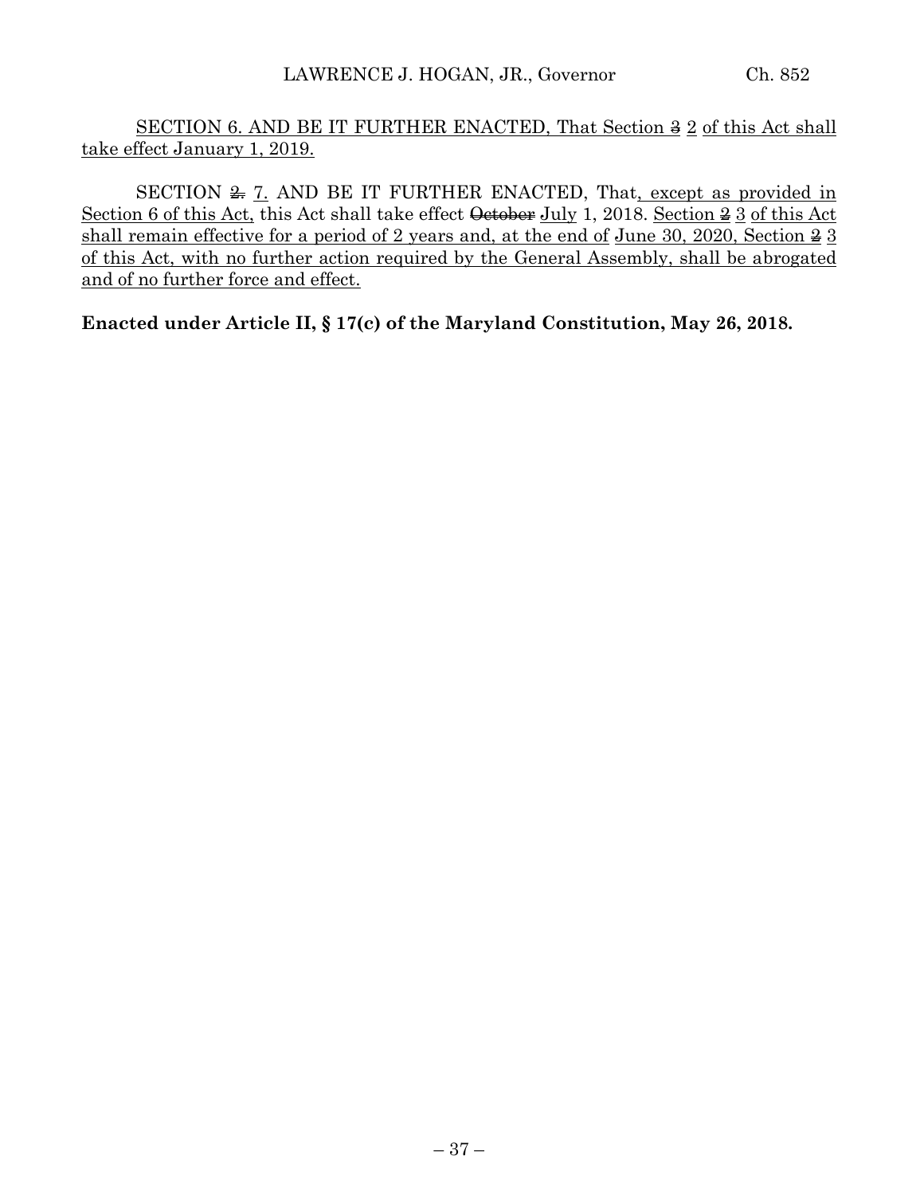SECTION 6. AND BE IT FURTHER ENACTED, That Section ~~3~~ 2 of this Act shall take effect January 1, 2019.

SECTION ~~2.~~ 7. AND BE IT FURTHER ENACTED, That, except as provided in Section 6 of this Act, this Act shall take effect ~~October~~ July 1, 2018. Section ~~2~~ 3 of this Act shall remain effective for a period of 2 years and, at the end of June 30, 2020, Section ~~2~~ 3 of this Act, with no further action required by the General Assembly, shall be abrogated and of no further force and effect.

**Enacted under Article II, § 17(c) of the Maryland Constitution, May 26, 2018.**